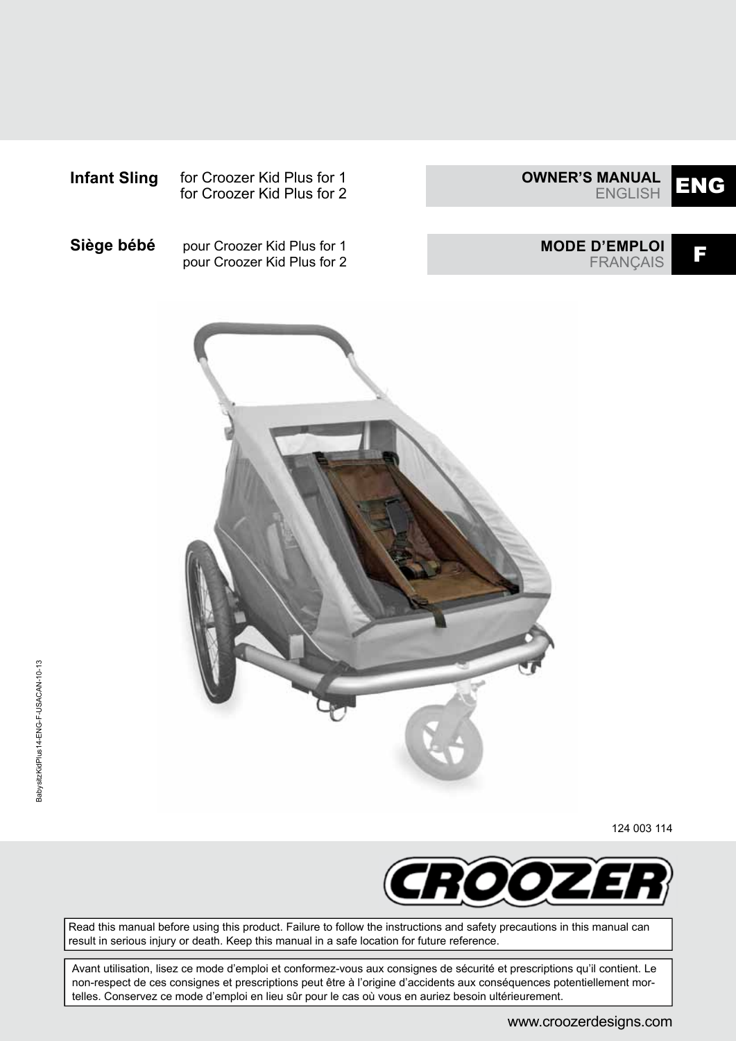**Infant Sling** for Croozer Kid Plus for 1
for Croozer Kid Plus for 2

**OWNER'S MANUAL**
ENGLISH

**ENG**

**Siège bébé** pour Croozer Kid Plus for 1
pour Croozer Kid Plus for 2

**MODE D'EMPLOI**
FRANÇAIS

**F**

BabysitzKidPlus14-ENG-F-USACAN-10-13

124 003 114

CROOZER

Read this manual before using this product. Failure to follow the instructions and safety precautions in this manual can result in serious injury or death. Keep this manual in a safe location for future reference.

Avant utilisation, lisez ce mode d'emploi et conformez-vous aux consignes de sécurité et prescriptions qu'il contient. Le non-respect de ces consignes et prescriptions peut être à l'origine d'accidents aux conséquences potentiellement mortelles. Conservez ce mode d'emploi en lieu sûr pour le cas où vous en auriez besoin ultérieurement.

www.croozerdesigns.com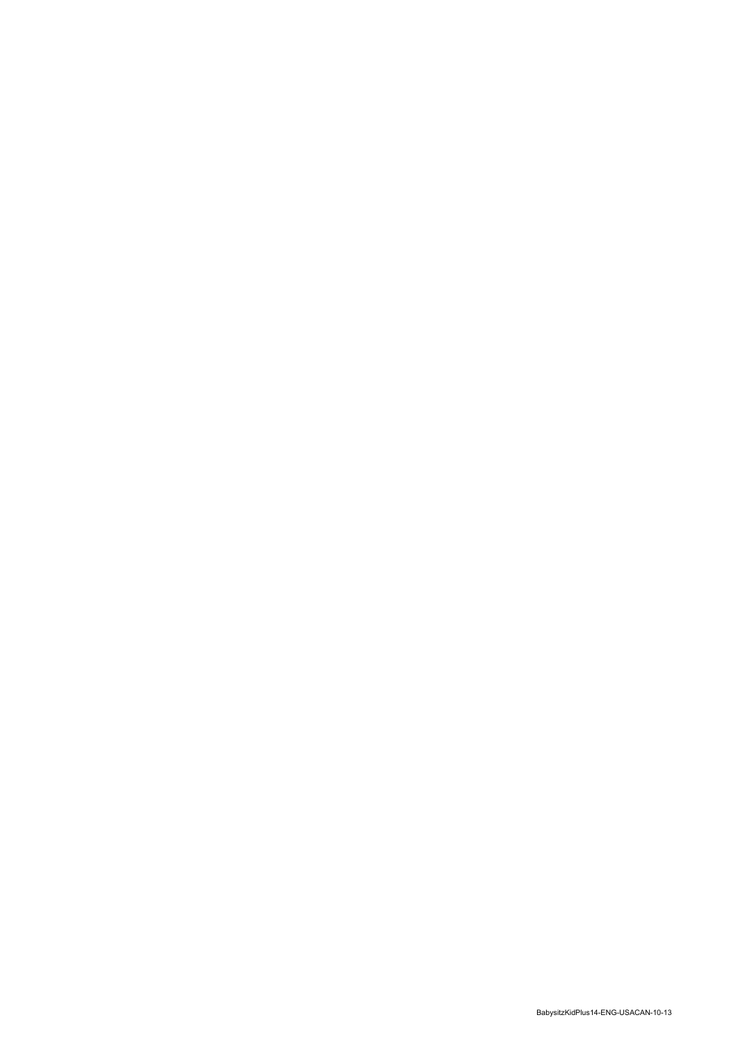BabysitzKidPlus14-ENG-USACAN-10-13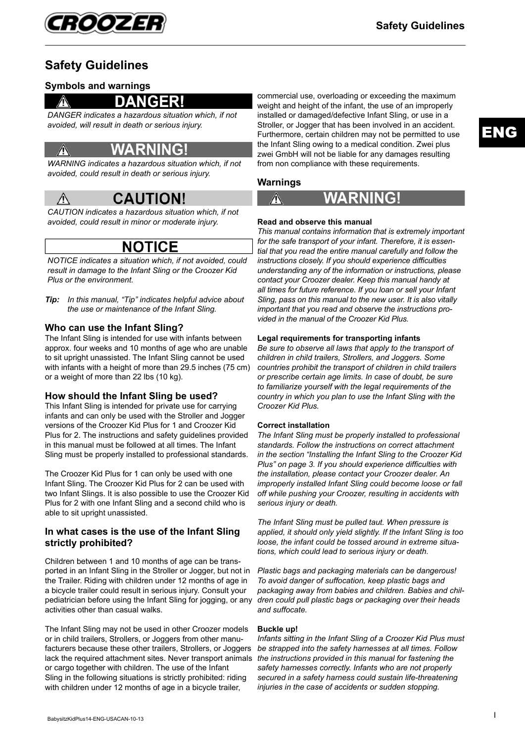# Safety Guidelines

## Symbols and warnings

**DANGER!**

*DANGER indicates a hazardous situation which, if not avoided, will result in death or serious injury.*

**WARNING!**

*WARNING indicates a hazardous situation which, if not avoided, could result in death or serious injury.*

**CAUTION!**

*CAUTION indicates a hazardous situation which, if not avoided, could result in minor or moderate injury.*

**NOTICE**

*NOTICE indicates a situation which, if not avoided, could result in damage to the Infant Sling or the Croozer Kid Plus or the environment.*

***Tip:*** *In this manual, "Tip" indicates helpful advice about the use or maintenance of the Infant Sling.*

### Who can use the Infant Sling?

The Infant Sling is intended for use with infants between approx. four weeks and 10 months of age who are unable to sit upright unassisted. The Infant Sling cannot be used with infants with a height of more than 29.5 inches (75 cm) or a weight of more than 22 lbs (10 kg).

### How should the Infant Sling be used?

This Infant Sling is intended for private use for carrying infants and can only be used with the Stroller and Jogger versions of the Croozer Kid Plus for 1 and Croozer Kid Plus for 2. The instructions and safety guidelines provided in this manual must be followed at all times. The Infant Sling must be properly installed to professional standards.

The Croozer Kid Plus for 1 can only be used with one Infant Sling. The Croozer Kid Plus for 2 can be used with two Infant Slings. It is also possible to use the Croozer Kid Plus for 2 with one Infant Sling and a second child who is able to sit upright unassisted.

### In what cases is the use of the Infant Sling strictly prohibited?

Children between 1 and 10 months of age can be transported in an Infant Sling in the Stroller or Jogger, but not in the Trailer. Riding with children under 12 months of age in a bicycle trailer could result in serious injury. Consult your pediatrician before using the Infant Sling for jogging, or any activities other than casual walks.

The Infant Sling may not be used in other Croozer models or in child trailers, Strollers, or Joggers from other manufacturers because these other trailers, Strollers, or Joggers lack the required attachment sites. Never transport animals or cargo together with children. The use of the Infant Sling in the following situations is strictly prohibited: riding with children under 12 months of age in a bicycle trailer, commercial use, overloading or exceeding the maximum weight and height of the infant, the use of an improperly installed or damaged/defective Infant Sling, or use in a Stroller, or Jogger that has been involved in an accident. Furthermore, certain children may not be permitted to use the Infant Sling owing to a medical condition. Zwei plus zwei GmbH will not be liable for any damages resulting from non compliance with these requirements.

### Warnings

**WARNING!**

**Read and observe this manual**

*This manual contains information that is extremely important for the safe transport of your infant. Therefore, it is essential that you read the entire manual carefully and follow the instructions closely. If you should experience difficulties understanding any of the information or instructions, please contact your Croozer dealer. Keep this manual handy at all times for future reference. If you loan or sell your Infant Sling, pass on this manual to the new user. It is also vitally important that you read and observe the instructions provided in the manual of the Croozer Kid Plus.*

**Legal requirements for transporting infants**

*Be sure to observe all laws that apply to the transport of children in child trailers, Strollers, and Joggers. Some countries prohibit the transport of children in child trailers or prescribe certain age limits. In case of doubt, be sure to familiarize yourself with the legal requirements of the country in which you plan to use the Infant Sling with the Croozer Kid Plus.*

**Correct installation**

*The Infant Sling must be properly installed to professional standards. Follow the instructions on correct attachment in the section "Installing the Infant Sling to the Croozer Kid Plus" on page 3. If you should experience difficulties with the installation, please contact your Croozer dealer. An improperly installed Infant Sling could become loose or fall off while pushing your Croozer, resulting in accidents with serious injury or death.*

*The Infant Sling must be pulled taut. When pressure is applied, it should only yield slightly. If the Infant Sling is too loose, the infant could be tossed around in extreme situations, which could lead to serious injury or death.*

*Plastic bags and packaging materials can be dangerous! To avoid danger of suffocation, keep plastic bags and packaging away from babies and children. Babies and children could pull plastic bags or packaging over their heads and suffocate.*

**Buckle up!**

*Infants sitting in the Infant Sling of a Croozer Kid Plus must be strapped into the safety harnesses at all times. Follow the instructions provided in this manual for fastening the safety harnesses correctly. Infants who are not properly secured in a safety harness could sustain life-threatening injuries in the case of accidents or sudden stopping.*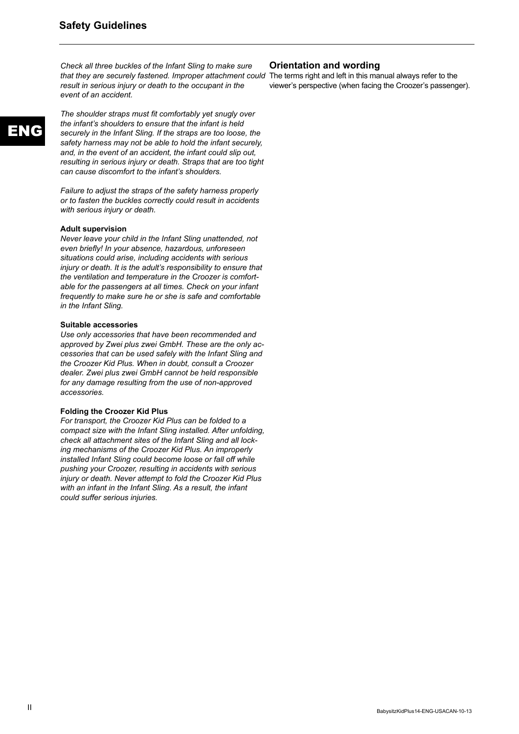*Check all three buckles of the Infant Sling to make sure that they are securely fastened. Improper attachment could result in serious injury or death to the occupant in the event of an accident.*

*The shoulder straps must fit comfortably yet snugly over the infant's shoulders to ensure that the infant is held securely in the Infant Sling. If the straps are too loose, the safety harness may not be able to hold the infant securely, and, in the event of an accident, the infant could slip out, resulting in serious injury or death. Straps that are too tight can cause discomfort to the infant's shoulders.*

*Failure to adjust the straps of the safety harness properly or to fasten the buckles correctly could result in accidents with serious injury or death.*

**Adult supervision**

*Never leave your child in the Infant Sling unattended, not even briefly! In your absence, hazardous, unforeseen situations could arise, including accidents with serious injury or death. It is the adult's responsibility to ensure that the ventilation and temperature in the Croozer is comfortable for the passengers at all times. Check on your infant frequently to make sure he or she is safe and comfortable in the Infant Sling.*

**Suitable accessories**

*Use only accessories that have been recommended and approved by Zwei plus zwei GmbH. These are the only accessories that can be used safely with the Infant Sling and the Croozer Kid Plus. When in doubt, consult a Croozer dealer. Zwei plus zwei GmbH cannot be held responsible for any damage resulting from the use of non-approved accessories.*

**Folding the Croozer Kid Plus**

*For transport, the Croozer Kid Plus can be folded to a compact size with the Infant Sling installed. After unfolding, check all attachment sites of the Infant Sling and all locking mechanisms of the Croozer Kid Plus. An improperly installed Infant Sling could become loose or fall off while pushing your Croozer, resulting in accidents with serious injury or death. Never attempt to fold the Croozer Kid Plus with an infant in the Infant Sling. As a result, the infant could suffer serious injuries.*

## Orientation and wording

The terms right and left in this manual always refer to the viewer's perspective (when facing the Croozer's passenger).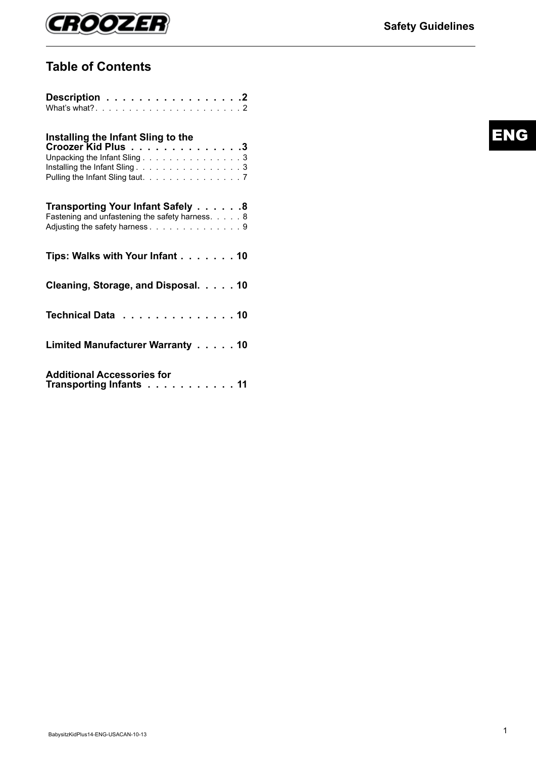# Table of Contents

**Description . . . . . . . . . . . . . . . . .2**
What's what? . . . . . . . . . . . . . . . . . . . . . . 2

**Installing the Infant Sling to the Croozer Kid Plus . . . . . . . . . . . . . .3**
Unpacking the Infant Sling . . . . . . . . . . . . . . . 3
Installing the Infant Sling . . . . . . . . . . . . . . . . 3
Pulling the Infant Sling taut. . . . . . . . . . . . . . . 7

**Transporting Your Infant Safely . . . . . .8**
Fastening and unfastening the safety harness. . . . . 8
Adjusting the safety harness . . . . . . . . . . . . . 9

**Tips: Walks with Your Infant . . . . . . . 10**

**Cleaning, Storage, and Disposal. . . . . 10**

**Technical Data . . . . . . . . . . . . . . 10**

**Limited Manufacturer Warranty . . . . . 10**

**Additional Accessories for Transporting Infants . . . . . . . . . . . 11**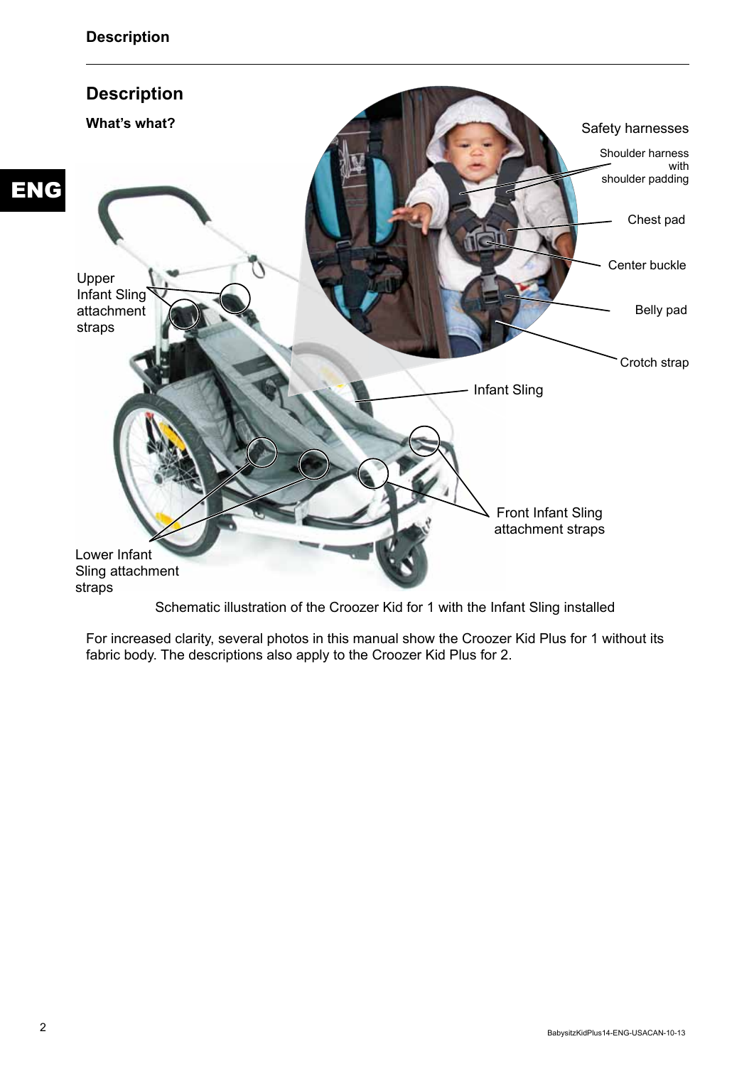## Description

### What's what?

Safety harnesses

Shoulder harness with shoulder padding

Chest pad

Center buckle

Belly pad

Crotch strap

Upper Infant Sling attachment straps

Infant Sling

Front Infant Sling attachment straps

Lower Infant Sling attachment straps

Schematic illustration of the Croozer Kid for 1 with the Infant Sling installed

For increased clarity, several photos in this manual show the Croozer Kid Plus for 1 without its fabric body. The descriptions also apply to the Croozer Kid Plus for 2.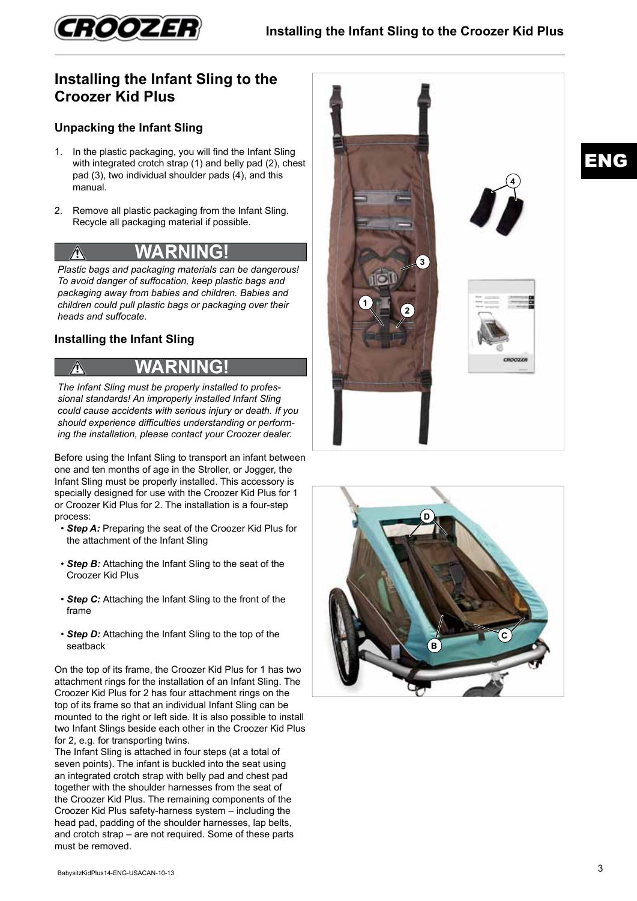# Installing the Infant Sling to the Croozer Kid Plus

## Unpacking the Infant Sling

1. In the plastic packaging, you will find the Infant Sling with integrated crotch strap (1) and belly pad (2), chest pad (3), two individual shoulder pads (4), and this manual.

2. Remove all plastic packaging from the Infant Sling. Recycle all packaging material if possible.

**⚠ WARNING!**

*Plastic bags and packaging materials can be dangerous! To avoid danger of suffocation, keep plastic bags and packaging away from babies and children. Babies and children could pull plastic bags or packaging over their heads and suffocate.*

## Installing the Infant Sling

**⚠ WARNING!**

*The Infant Sling must be properly installed to professional standards! An improperly installed Infant Sling could cause accidents with serious injury or death. If you should experience difficulties understanding or performing the installation, please contact your Croozer dealer.*

Before using the Infant Sling to transport an infant between one and ten months of age in the Stroller, or Jogger, the Infant Sling must be properly installed. This accessory is specially designed for use with the Croozer Kid Plus for 1 or Croozer Kid Plus for 2. The installation is a four-step process:

- ***Step A:*** Preparing the seat of the Croozer Kid Plus for the attachment of the Infant Sling
- ***Step B:*** Attaching the Infant Sling to the seat of the Croozer Kid Plus
- ***Step C:*** Attaching the Infant Sling to the front of the frame
- ***Step D:*** Attaching the Infant Sling to the top of the seatback

On the top of its frame, the Croozer Kid Plus for 1 has two attachment rings for the installation of an Infant Sling. The Croozer Kid Plus for 2 has four attachment rings on the top of its frame so that an individual Infant Sling can be mounted to the right or left side. It is also possible to install two Infant Slings beside each other in the Croozer Kid Plus for 2, e.g. for transporting twins.

The Infant Sling is attached in four steps (at a total of seven points). The infant is buckled into the seat using an integrated crotch strap with belly pad and chest pad together with the shoulder harnesses from the seat of the Croozer Kid Plus. The remaining components of the Croozer Kid Plus safety-harness system – including the head pad, padding of the shoulder harnesses, lap belts, and crotch strap – are not required. Some of these parts must be removed.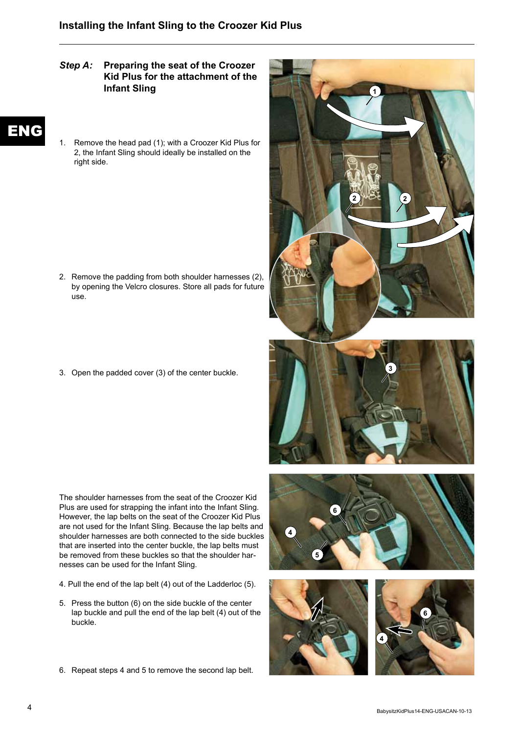## Installing the Infant Sling to the Croozer Kid Plus

### *Step A:* Preparing the seat of the Croozer Kid Plus for the attachment of the Infant Sling

1. Remove the head pad (1); with a Croozer Kid Plus for 2, the Infant Sling should ideally be installed on the right side.

2. Remove the padding from both shoulder harnesses (2), by opening the Velcro closures. Store all pads for future use.

3. Open the padded cover (3) of the center buckle.

The shoulder harnesses from the seat of the Croozer Kid Plus are used for strapping the infant into the Infant Sling. However, the lap belts on the seat of the Croozer Kid Plus are not used for the Infant Sling. Because the lap belts and shoulder harnesses are both connected to the side buckles that are inserted into the center buckle, the lap belts must be removed from these buckles so that the shoulder harnesses can be used for the Infant Sling.

4. Pull the end of the lap belt (4) out of the Ladderloc (5).

5. Press the button (6) on the side buckle of the center lap buckle and pull the end of the lap belt (4) out of the buckle.

6. Repeat steps 4 and 5 to remove the second lap belt.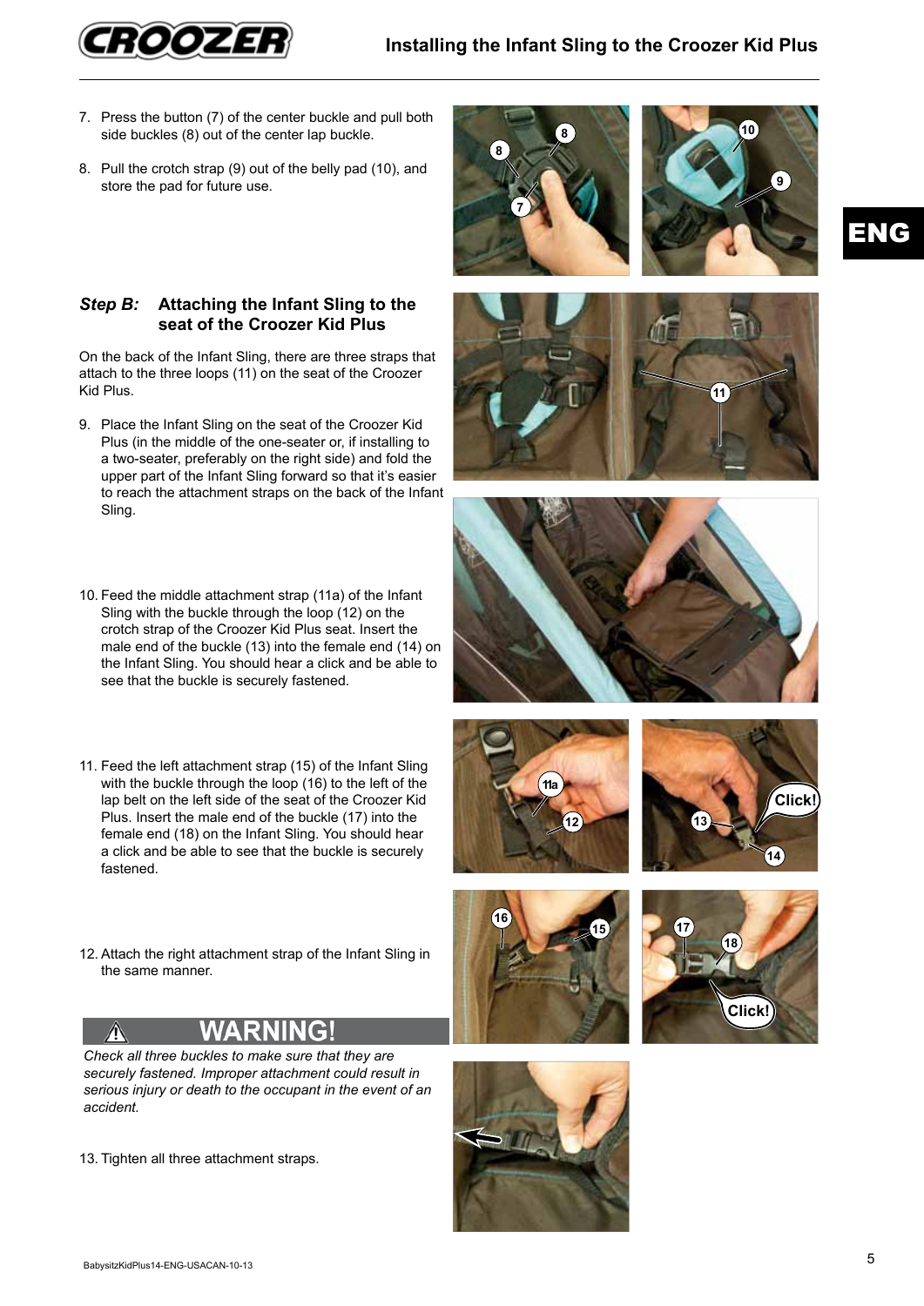7. Press the button (7) of the center buckle and pull both side buckles (8) out of the center lap buckle.

8. Pull the crotch strap (9) out of the belly pad (10), and store the pad for future use.

## *Step B:* Attaching the Infant Sling to the seat of the Croozer Kid Plus

On the back of the Infant Sling, there are three straps that attach to the three loops (11) on the seat of the Croozer Kid Plus.

9. Place the Infant Sling on the seat of the Croozer Kid Plus (in the middle of the one-seater or, if installing to a two-seater, preferably on the right side) and fold the upper part of the Infant Sling forward so that it's easier to reach the attachment straps on the back of the Infant Sling.

10. Feed the middle attachment strap (11a) of the Infant Sling with the buckle through the loop (12) on the crotch strap of the Croozer Kid Plus seat. Insert the male end of the buckle (13) into the female end (14) on the Infant Sling. You should hear a click and be able to see that the buckle is securely fastened.

11. Feed the left attachment strap (15) of the Infant Sling with the buckle through the loop (16) to the left of the lap belt on the left side of the seat of the Croozer Kid Plus. Insert the male end of the buckle (17) into the female end (18) on the Infant Sling. You should hear a click and be able to see that the buckle is securely fastened.

12. Attach the right attachment strap of the Infant Sling in the same manner.

**⚠ WARNING!**

*Check all three buckles to make sure that they are securely fastened. Improper attachment could result in serious injury or death to the occupant in the event of an accident.*

13. Tighten all three attachment straps.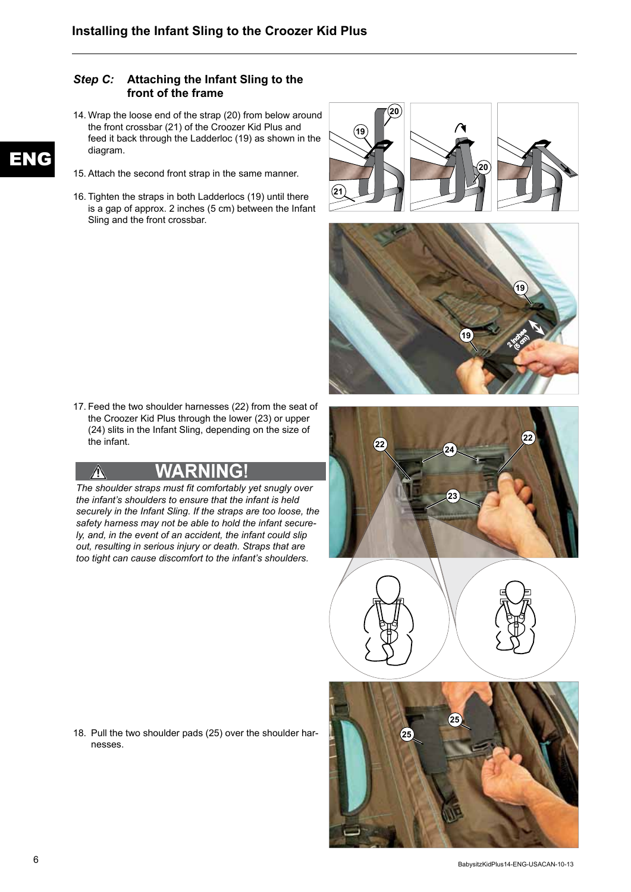## Installing the Infant Sling to the Croozer Kid Plus

### *Step C:* Attaching the Infant Sling to the front of the frame

14. Wrap the loose end of the strap (20) from below around the front crossbar (21) of the Croozer Kid Plus and feed it back through the Ladderloc (19) as shown in the diagram.

15. Attach the second front strap in the same manner.

16. Tighten the straps in both Ladderlocs (19) until there is a gap of approx. 2 inches (5 cm) between the Infant Sling and the front crossbar.

17. Feed the two shoulder harnesses (22) from the seat of the Croozer Kid Plus through the lower (23) or upper (24) slits in the Infant Sling, depending on the size of the infant.

**⚠ WARNING!**

*The shoulder straps must fit comfortably yet snugly over the infant's shoulders to ensure that the infant is held securely in the Infant Sling. If the straps are too loose, the safety harness may not be able to hold the infant securely, and, in the event of an accident, the infant could slip out, resulting in serious injury or death. Straps that are too tight can cause discomfort to the infant's shoulders.*

18. Pull the two shoulder pads (25) over the shoulder harnesses.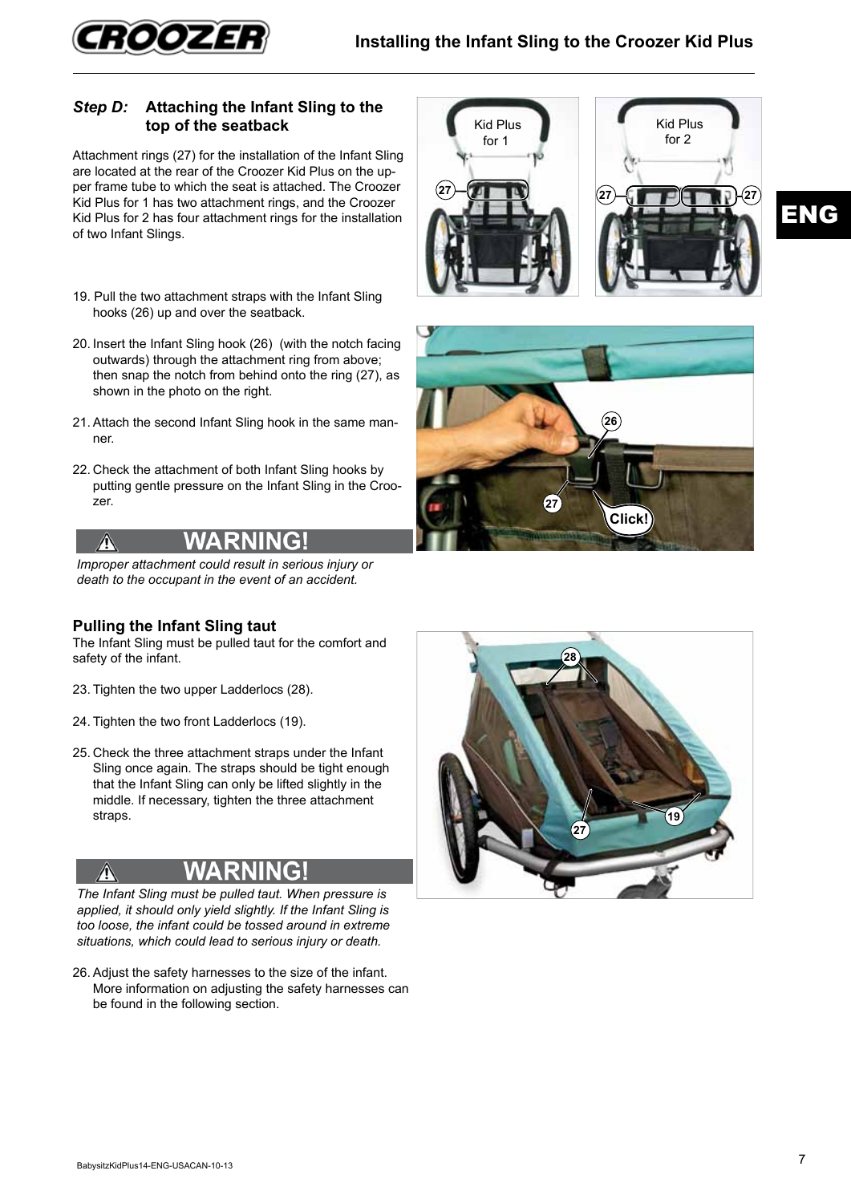## *Step D:* Attaching the Infant Sling to the top of the seatback

Attachment rings (27) for the installation of the Infant Sling are located at the rear of the Croozer Kid Plus on the upper frame tube to which the seat is attached. The Croozer Kid Plus for 1 has two attachment rings, and the Croozer Kid Plus for 2 has four attachment rings for the installation of two Infant Slings.

19. Pull the two attachment straps with the Infant Sling hooks (26) up and over the seatback.
20. Insert the Infant Sling hook (26) (with the notch facing outwards) through the attachment ring from above; then snap the notch from behind onto the ring (27), as shown in the photo on the right.
21. Attach the second Infant Sling hook in the same manner.
22. Check the attachment of both Infant Sling hooks by putting gentle pressure on the Infant Sling in the Croozer.

**⚠ WARNING!**

*Improper attachment could result in serious injury or death to the occupant in the event of an accident.*

### Pulling the Infant Sling taut

The Infant Sling must be pulled taut for the comfort and safety of the infant.

23. Tighten the two upper Ladderlocs (28).
24. Tighten the two front Ladderlocs (19).
25. Check the three attachment straps under the Infant Sling once again. The straps should be tight enough that the Infant Sling can only be lifted slightly in the middle. If necessary, tighten the three attachment straps.

**⚠ WARNING!**

*The Infant Sling must be pulled taut. When pressure is applied, it should only yield slightly. If the Infant Sling is too loose, the infant could be tossed around in extreme situations, which could lead to serious injury or death.*

26. Adjust the safety harnesses to the size of the infant. More information on adjusting the safety harnesses can be found in the following section.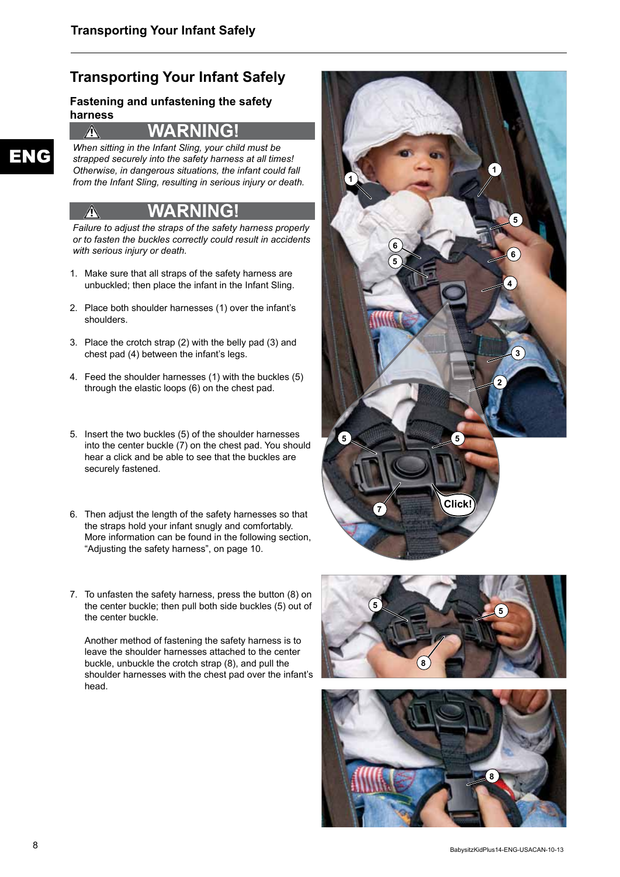# Transporting Your Infant Safely

## Fastening and unfastening the safety harness

**⚠ WARNING!**

*When sitting in the Infant Sling, your child must be strapped securely into the safety harness at all times! Otherwise, in dangerous situations, the infant could fall from the Infant Sling, resulting in serious injury or death.*

**⚠ WARNING!**

*Failure to adjust the straps of the safety harness properly or to fasten the buckles correctly could result in accidents with serious injury or death.*

1. Make sure that all straps of the safety harness are unbuckled; then place the infant in the Infant Sling.

2. Place both shoulder harnesses (1) over the infant's shoulders.

3. Place the crotch strap (2) with the belly pad (3) and chest pad (4) between the infant's legs.

4. Feed the shoulder harnesses (1) with the buckles (5) through the elastic loops (6) on the chest pad.

5. Insert the two buckles (5) of the shoulder harnesses into the center buckle (7) on the chest pad. You should hear a click and be able to see that the buckles are securely fastened.

6. Then adjust the length of the safety harnesses so that the straps hold your infant snugly and comfortably. More information can be found in the following section, "Adjusting the safety harness", on page 10.

7. To unfasten the safety harness, press the button (8) on the center buckle; then pull both side buckles (5) out of the center buckle.

   Another method of fastening the safety harness is to leave the shoulder harnesses attached to the center buckle, unbuckle the crotch strap (8), and pull the shoulder harnesses with the chest pad over the infant's head.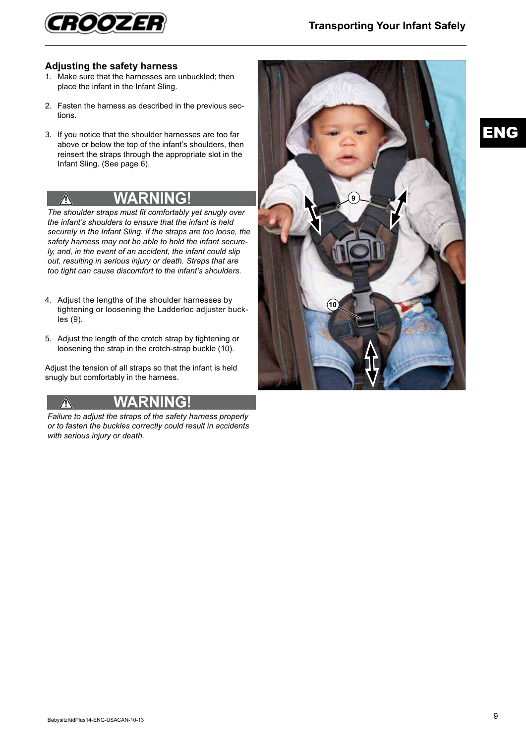## Adjusting the safety harness

1. Make sure that the harnesses are unbuckled; then place the infant in the Infant Sling.

2. Fasten the harness as described in the previous sections.

3. If you notice that the shoulder harnesses are too far above or below the top of the infant's shoulders, then reinsert the straps through the appropriate slot in the Infant Sling. (See page 6).

**⚠ WARNING!**

*The shoulder straps must fit comfortably yet snugly over the infant's shoulders to ensure that the infant is held securely in the Infant Sling. If the straps are too loose, the safety harness may not be able to hold the infant securely, and, in the event of an accident, the infant could slip out, resulting in serious injury or death. Straps that are too tight can cause discomfort to the infant's shoulders.*

4. Adjust the lengths of the shoulder harnesses by tightening or loosening the Ladderloc adjuster buckles (9).

5. Adjust the length of the crotch strap by tightening or loosening the strap in the crotch-strap buckle (10).

Adjust the tension of all straps so that the infant is held snugly but comfortably in the harness.

**⚠ WARNING!**

*Failure to adjust the straps of the safety harness properly or to fasten the buckles correctly could result in accidents with serious injury or death.*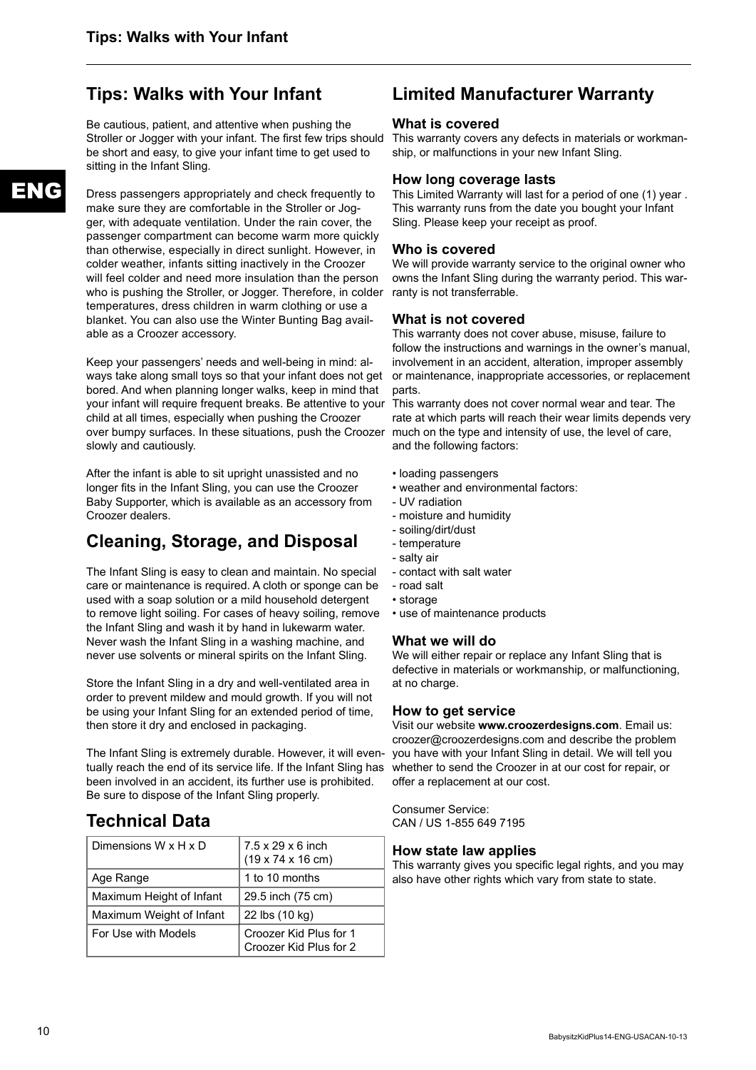## Tips: Walks with Your Infant

Be cautious, patient, and attentive when pushing the Stroller or Jogger with your infant. The first few trips should be short and easy, to give your infant time to get used to sitting in the Infant Sling.

Dress passengers appropriately and check frequently to make sure they are comfortable in the Stroller or Jogger, with adequate ventilation. Under the rain cover, the passenger compartment can become warm more quickly than otherwise, especially in direct sunlight. However, in colder weather, infants sitting inactively in the Croozer will feel colder and need more insulation than the person who is pushing the Stroller, or Jogger. Therefore, in colder temperatures, dress children in warm clothing or use a blanket. You can also use the Winter Bunting Bag available as a Croozer accessory.

Keep your passengers' needs and well-being in mind: always take along small toys so that your infant does not get bored. And when planning longer walks, keep in mind that your infant will require frequent breaks. Be attentive to your child at all times, especially when pushing the Croozer over bumpy surfaces. In these situations, push the Croozer slowly and cautiously.

After the infant is able to sit upright unassisted and no longer fits in the Infant Sling, you can use the Croozer Baby Supporter, which is available as an accessory from Croozer dealers.

## Cleaning, Storage, and Disposal

The Infant Sling is easy to clean and maintain. No special care or maintenance is required. A cloth or sponge can be used with a soap solution or a mild household detergent to remove light soiling. For cases of heavy soiling, remove the Infant Sling and wash it by hand in lukewarm water. Never wash the Infant Sling in a washing machine, and never use solvents or mineral spirits on the Infant Sling.

Store the Infant Sling in a dry and well-ventilated area in order to prevent mildew and mould growth. If you will not be using your Infant Sling for an extended period of time, then store it dry and enclosed in packaging.

The Infant Sling is extremely durable. However, it will eventually reach the end of its service life. If the Infant Sling has been involved in an accident, its further use is prohibited. Be sure to dispose of the Infant Sling properly.

## Technical Data

| Dimensions W x H x D | 7.5 x 29 x 6 inch (19 x 74 x 16 cm) |
|---|---|
| Age Range | 1 to 10 months |
| Maximum Height of Infant | 29.5 inch (75 cm) |
| Maximum Weight of Infant | 22 lbs (10 kg) |
| For Use with Models | Croozer Kid Plus for 1<br>Croozer Kid Plus for 2 |

## Limited Manufacturer Warranty

### What is covered

This warranty covers any defects in materials or workmanship, or malfunctions in your new Infant Sling.

### How long coverage lasts

This Limited Warranty will last for a period of one (1) year . This warranty runs from the date you bought your Infant Sling. Please keep your receipt as proof.

### Who is covered

We will provide warranty service to the original owner who owns the Infant Sling during the warranty period. This warranty is not transferrable.

### What is not covered

This warranty does not cover abuse, misuse, failure to follow the instructions and warnings in the owner's manual, involvement in an accident, alteration, improper assembly or maintenance, inappropriate accessories, or replacement parts.

This warranty does not cover normal wear and tear. The rate at which parts will reach their wear limits depends very much on the type and intensity of use, the level of care, and the following factors:

- loading passengers
- weather and environmental factors:
  - UV radiation
  - moisture and humidity
  - soiling/dirt/dust
  - temperature
  - salty air
  - contact with salt water
  - road salt
- storage
- use of maintenance products

### What we will do

We will either repair or replace any Infant Sling that is defective in materials or workmanship, or malfunctioning, at no charge.

### How to get service

Visit our website **www.croozerdesigns.com**. Email us: croozer@croozerdesigns.com and describe the problem you have with your Infant Sling in detail. We will tell you whether to send the Croozer in at our cost for repair, or offer a replacement at our cost.

Consumer Service:
CAN / US 1-855 649 7195

### How state law applies

This warranty gives you specific legal rights, and you may also have other rights which vary from state to state.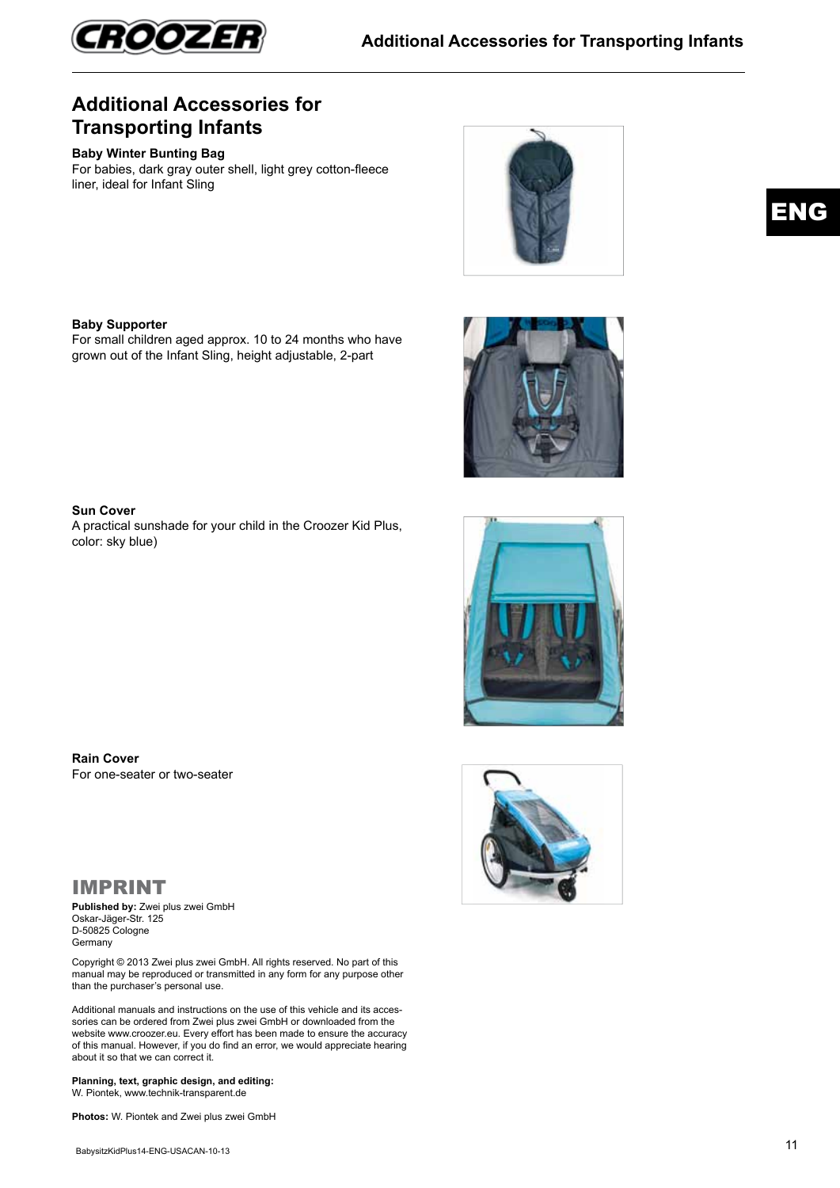## Additional Accessories for Transporting Infants

**Baby Winter Bunting Bag**
For babies, dark gray outer shell, light grey cotton-fleece liner, ideal for Infant Sling

**Baby Supporter**
For small children aged approx. 10 to 24 months who have grown out of the Infant Sling, height adjustable, 2-part

**Sun Cover**
A practical sunshade for your child in the Croozer Kid Plus, color: sky blue)

**Rain Cover**
For one-seater or two-seater

## IMPRINT

**Published by:** Zwei plus zwei GmbH
Oskar-Jäger-Str. 125
D-50825 Cologne
Germany

Copyright © 2013 Zwei plus zwei GmbH. All rights reserved. No part of this manual may be reproduced or transmitted in any form for any purpose other than the purchaser's personal use.

Additional manuals and instructions on the use of this vehicle and its accessories can be ordered from Zwei plus zwei GmbH or downloaded from the website www.croozer.eu. Every effort has been made to ensure the accuracy of this manual. However, if you do find an error, we would appreciate hearing about it so that we can correct it.

**Planning, text, graphic design, and editing:**
W. Piontek, www.technik-transparent.de

**Photos:** W. Piontek and Zwei plus zwei GmbH

BabysitzKidPlus14-ENG-USACAN-10-13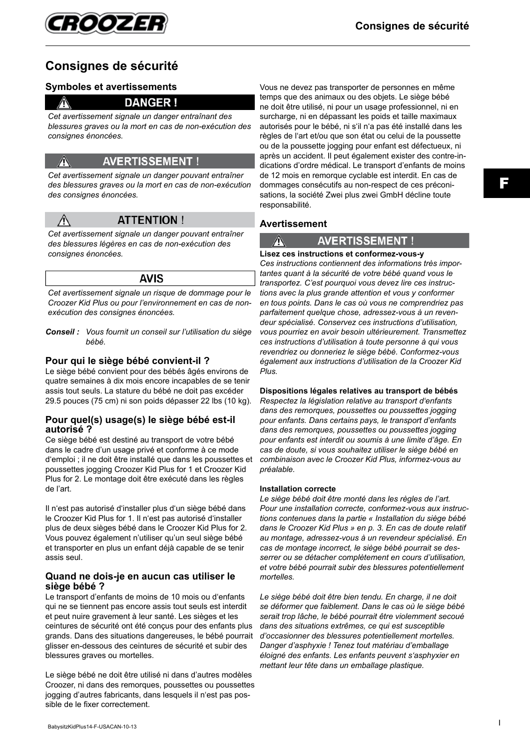# Consignes de sécurité

## Symboles et avertissements

**⚠ DANGER !**

*Cet avertissement signale un danger entraînant des blessures graves ou la mort en cas de non-exécution des consignes énoncées.*

**⚠ AVERTISSEMENT !**

*Cet avertissement signale un danger pouvant entraîner des blessures graves ou la mort en cas de non-exécution des consignes énoncées.*

**⚠ ATTENTION !**

*Cet avertissement signale un danger pouvant entraîner des blessures légères en cas de non-exécution des consignes énoncées.*

**AVIS**

*Cet avertissement signale un risque de dommage pour le Croozer Kid Plus ou pour l'environnement en cas de non-exécution des consignes énoncées.*

***Conseil :*** *Vous fournit un conseil sur l'utilisation du siège bébé.*

## Pour qui le siège bébé convient-il ?

Le siège bébé convient pour des bébés âgés environs de quatre semaines à dix mois encore incapables de se tenir assis tout seuls. La stature du bébé ne doit pas excéder 29.5 pouces (75 cm) ni son poids dépasser 22 lbs (10 kg).

## Pour quel(s) usage(s) le siège bébé est-il autorisé ?

Ce siège bébé est destiné au transport de votre bébé dans le cadre d'un usage privé et conforme à ce mode d'emploi ; il ne doit être installé que dans les poussettes et poussettes jogging Croozer Kid Plus for 1 et Croozer Kid Plus for 2. Le montage doit être exécuté dans les règles de l'art.

Il n'est pas autorisé d'installer plus d'un siège bébé dans le Croozer Kid Plus for 1. Il n'est pas autorisé d'installer plus de deux sièges bébé dans le Croozer Kid Plus for 2. Vous pouvez également n'utiliser qu'un seul siège bébé et transporter en plus un enfant déjà capable de se tenir assis seul.

## Quand ne dois-je en aucun cas utiliser le siège bébé ?

Le transport d'enfants de moins de 10 mois ou d'enfants qui ne se tiennent pas encore assis tout seuls est interdit et peut nuire gravement à leur santé. Les sièges et les ceintures de sécurité ont été conçus pour des enfants plus grands. Dans des situations dangereuses, le bébé pourrait glisser en-dessous des ceintures de sécurité et subir des blessures graves ou mortelles.

Le siège bébé ne doit être utilisé ni dans d'autres modèles Croozer, ni dans des remorques, poussettes ou poussettes jogging d'autres fabricants, dans lesquels il n'est pas possible de le fixer correctement.

Vous ne devez pas transporter de personnes en même temps que des animaux ou des objets. Le siège bébé ne doit être utilisé, ni pour un usage professionnel, ni en surcharge, ni en dépassant les poids et taille maximaux autorisés pour le bébé, ni s'il n'a pas été installé dans les règles de l'art et/ou que son état ou celui de la poussette ou de la poussette jogging pour enfant est défectueux, ni après un accident. Il peut également exister des contre-indications d'ordre médical. Le transport d'enfants de moins de 12 mois en remorque cyclable est interdit. En cas de dommages consécutifs au non-respect de ces préconisations, la société Zwei plus zwei GmbH décline toute responsabilité.

## Avertissement

**⚠ AVERTISSEMENT !**

**Lisez ces instructions et conformez-vous-y**

*Ces instructions contiennent des informations très importantes quant à la sécurité de votre bébé quand vous le transportez. C'est pourquoi vous devez lire ces instructions avec la plus grande attention et vous y conformer en tous points. Dans le cas où vous ne comprendriez pas parfaitement quelque chose, adressez-vous à un revendeur spécialisé. Conservez ces instructions d'utilisation, vous pourriez en avoir besoin ultérieurement. Transmettez ces instructions d'utilisation à toute personne à qui vous revendriez ou donneriez le siège bébé. Conformez-vous également aux instructions d'utilisation de la Croozer Kid Plus.*

**Dispositions légales relatives au transport de bébés**

*Respectez la législation relative au transport d'enfants dans des remorques, poussettes ou poussettes jogging pour enfants. Dans certains pays, le transport d'enfants dans des remorques, poussettes ou poussettes jogging pour enfants est interdit ou soumis à une limite d'âge. En cas de doute, si vous souhaitez utiliser le siège bébé en combinaison avec le Croozer Kid Plus, informez-vous au préalable.*

**Installation correcte**

*Le siège bébé doit être monté dans les règles de l'art. Pour une installation correcte, conformez-vous aux instructions contenues dans la partie « Installation du siège bébé dans le Croozer Kid Plus » en p. 3. En cas de doute relatif au montage, adressez-vous à un revendeur spécialisé. En cas de montage incorrect, le siège bébé pourrait se desserrer ou se détacher complètement en cours d'utilisation, et votre bébé pourrait subir des blessures potentiellement mortelles.*

*Le siège bébé doit être bien tendu. En charge, il ne doit se déformer que faiblement. Dans le cas où le siège bébé serait trop lâche, le bébé pourrait être violemment secoué dans des situations extrêmes, ce qui est susceptible d'occasionner des blessures potentiellement mortelles. Danger d'asphyxie ! Tenez tout matériau d'emballage éloigné des enfants. Les enfants peuvent s'asphyxier en mettant leur tête dans un emballage plastique.*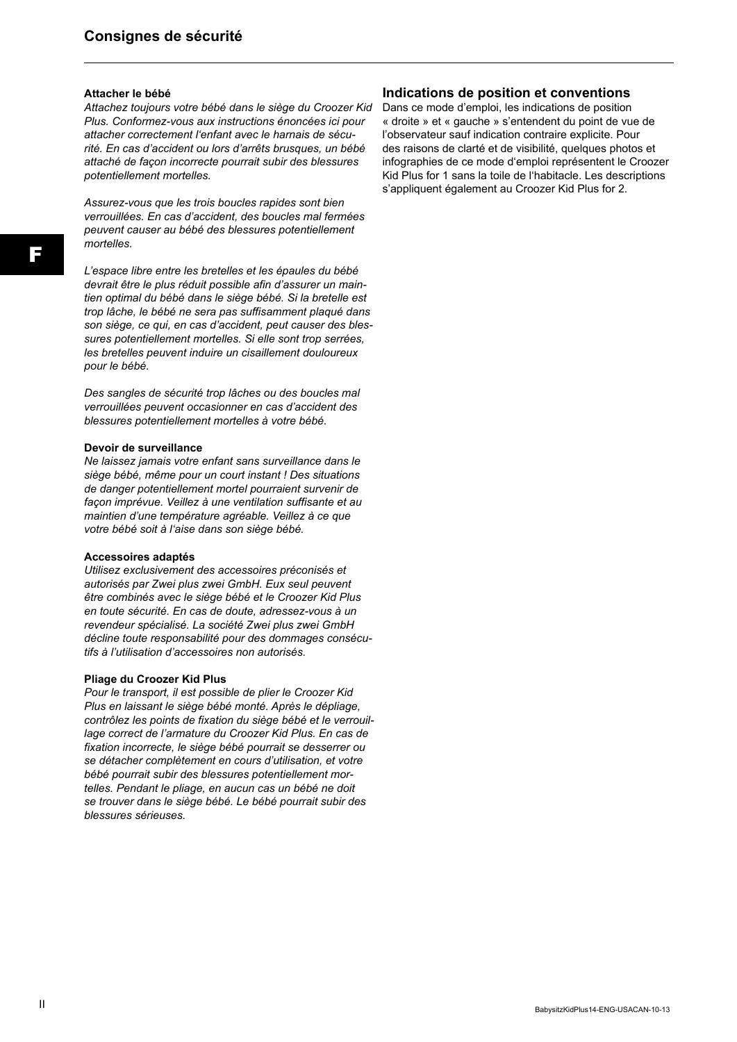# Consignes de sécurité

**Attacher le bébé**

*Attachez toujours votre bébé dans le siège du Croozer Kid Plus. Conformez-vous aux instructions énoncées ici pour attacher correctement l'enfant avec le harnais de sécurité. En cas d'accident ou lors d'arrêts brusques, un bébé attaché de façon incorrecte pourrait subir des blessures potentiellement mortelles.*

*Assurez-vous que les trois boucles rapides sont bien verrouillées. En cas d'accident, des boucles mal fermées peuvent causer au bébé des blessures potentiellement mortelles.*

*L'espace libre entre les bretelles et les épaules du bébé devrait être le plus réduit possible afin d'assurer un maintien optimal du bébé dans le siège bébé. Si la bretelle est trop lâche, le bébé ne sera pas suffisamment plaqué dans son siège, ce qui, en cas d'accident, peut causer des blessures potentiellement mortelles. Si elle sont trop serrées, les bretelles peuvent induire un cisaillement douloureux pour le bébé.*

*Des sangles de sécurité trop lâches ou des boucles mal verrouillées peuvent occasionner en cas d'accident des blessures potentiellement mortelles à votre bébé.*

**Devoir de surveillance**

*Ne laissez jamais votre enfant sans surveillance dans le siège bébé, même pour un court instant ! Des situations de danger potentiellement mortel pourraient survenir de façon imprévue. Veillez à une ventilation suffisante et au maintien d'une température agréable. Veillez à ce que votre bébé soit à l'aise dans son siège bébé.*

**Accessoires adaptés**

*Utilisez exclusivement des accessoires préconisés et autorisés par Zwei plus zwei GmbH. Eux seul peuvent être combinés avec le siège bébé et le Croozer Kid Plus en toute sécurité. En cas de doute, adressez-vous à un revendeur spécialisé. La société Zwei plus zwei GmbH décline toute responsabilité pour des dommages consécutifs à l'utilisation d'accessoires non autorisés.*

**Pliage du Croozer Kid Plus**

*Pour le transport, il est possible de plier le Croozer Kid Plus en laissant le siège bébé monté. Après le dépliage, contrôlez les points de fixation du siège bébé et le verrouillage correct de l'armature du Croozer Kid Plus. En cas de fixation incorrecte, le siège bébé pourrait se desserrer ou se détacher complètement en cours d'utilisation, et votre bébé pourrait subir des blessures potentiellement mortelles. Pendant le pliage, en aucun cas un bébé ne doit se trouver dans le siège bébé. Le bébé pourrait subir des blessures sérieuses.*

## Indications de position et conventions

Dans ce mode d'emploi, les indications de position « droite » et « gauche » s'entendent du point de vue de l'observateur sauf indication contraire explicite. Pour des raisons de clarté et de visibilité, quelques photos et infographies de ce mode d'emploi représentent le Croozer Kid Plus for 1 sans la toile de l'habitacle. Les descriptions s'appliquent également au Croozer Kid Plus for 2.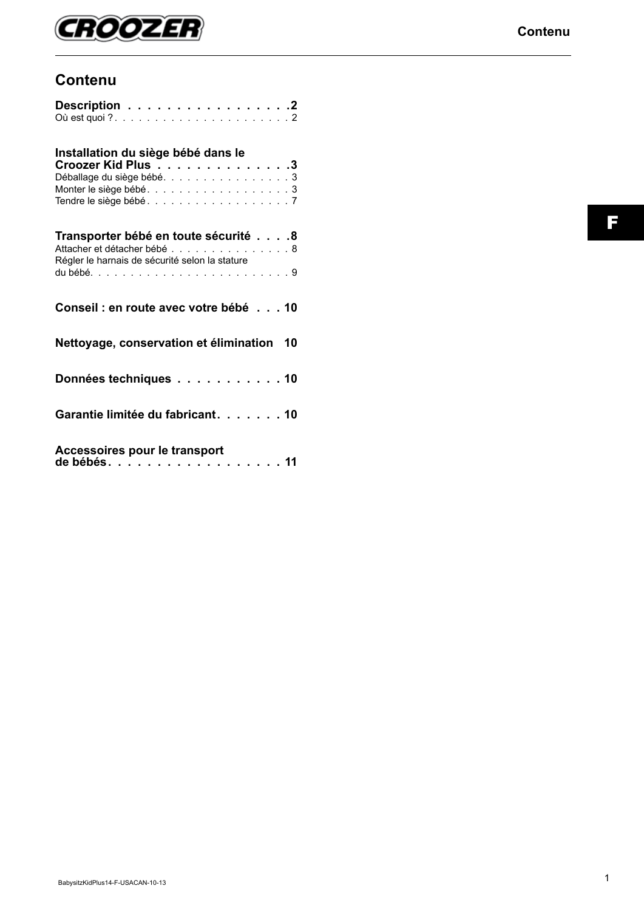# Contenu

**Description . . . . . . . . . . . . . . . . . 2**
Où est quoi ? . . . . . . . . . . . . . . . . . . . . . . 2

**Installation du siège bébé dans le Croozer Kid Plus . . . . . . . . . . . . . . 3**
Déballage du siège bébé. . . . . . . . . . . . . . . . 3
Monter le siège bébé. . . . . . . . . . . . . . . . . . 3
Tendre le siège bébé . . . . . . . . . . . . . . . . . . 7

**Transporter bébé en toute sécurité . . . . 8**
Attacher et détacher bébé . . . . . . . . . . . . . . . 8
Régler le harnais de sécurité selon la stature du bébé. . . . . . . . . . . . . . . . . . . . . . . . 9

**Conseil : en route avec votre bébé . . . 10**

**Nettoyage, conservation et élimination 10**

**Données techniques . . . . . . . . . . . 10**

**Garantie limitée du fabricant. . . . . . . 10**

**Accessoires pour le transport de bébés. . . . . . . . . . . . . . . . . . 11**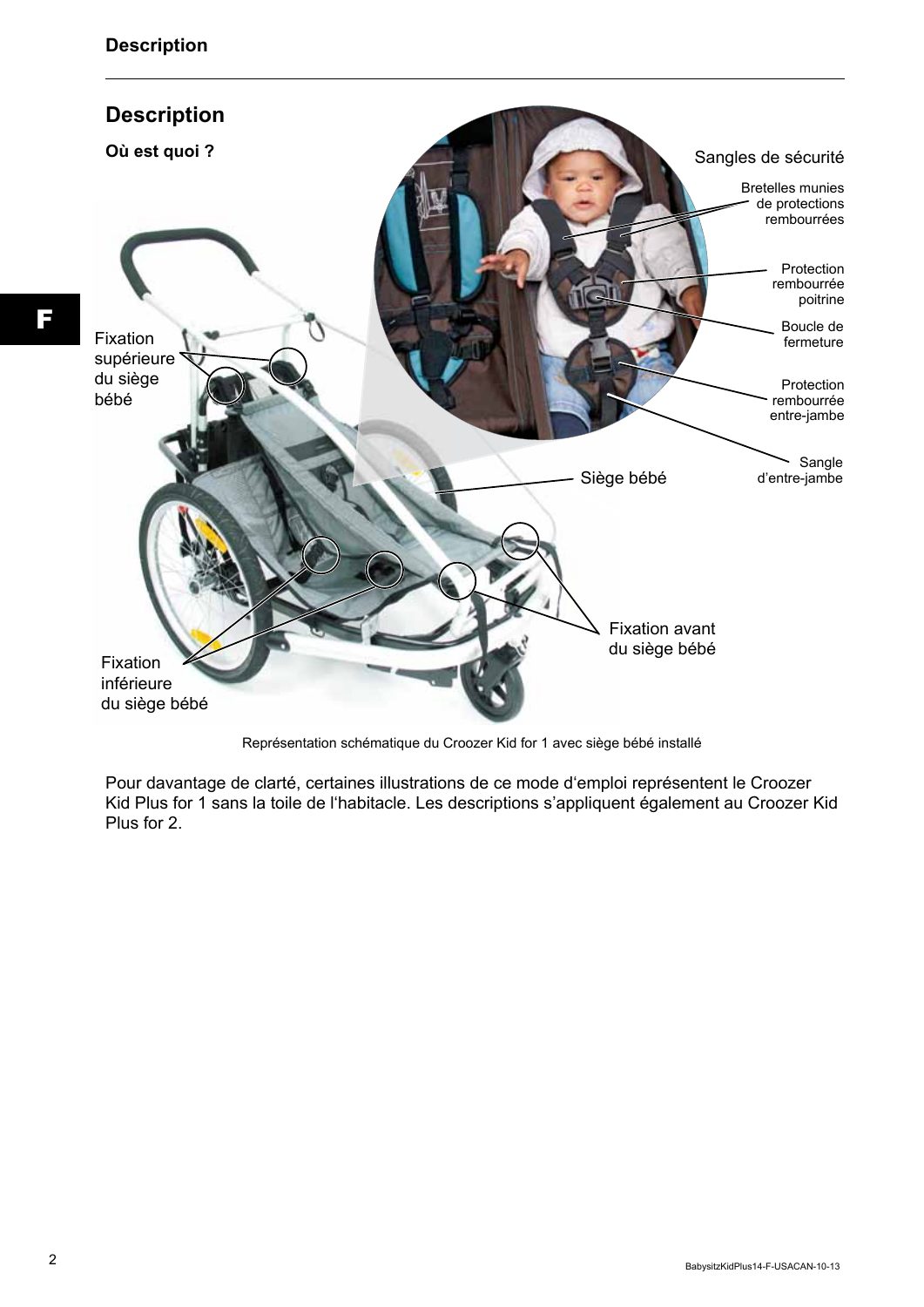## Description

### Où est quoi ?

Sangles de sécurité

Bretelles munies de protections rembourrées

Protection rembourrée poitrine

Boucle de fermeture

Protection rembourrée entre-jambe

Sangle d'entre-jambe

Fixation supérieure du siège bébé

Siège bébé

Fixation avant du siège bébé

Fixation inférieure du siège bébé

Représentation schématique du Croozer Kid for 1 avec siège bébé installé

Pour davantage de clarté, certaines illustrations de ce mode d'emploi représentent le Croozer Kid Plus for 1 sans la toile de l'habitacle. Les descriptions s'appliquent également au Croozer Kid Plus for 2.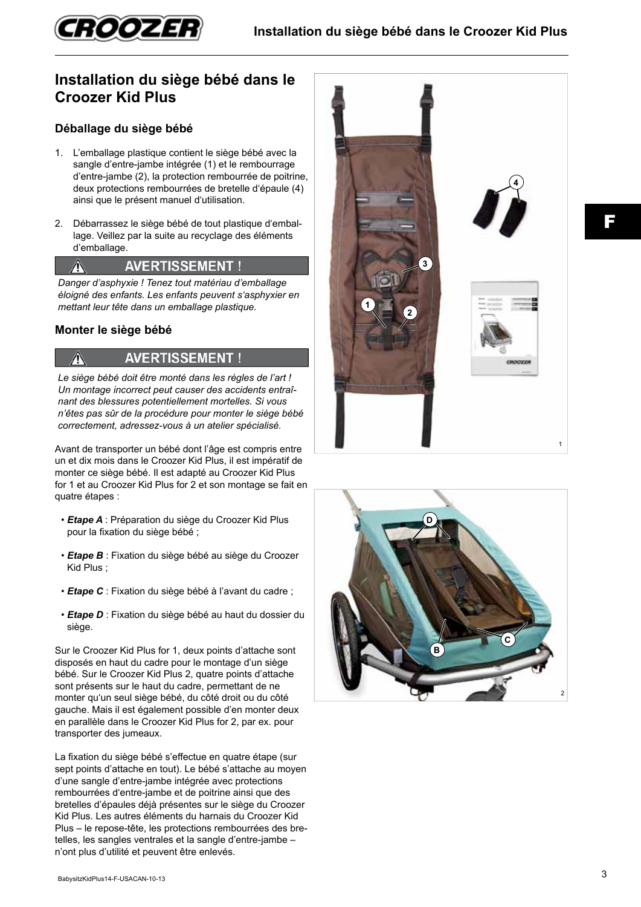# Installation du siège bébé dans le Croozer Kid Plus

## Déballage du siège bébé

1. L'emballage plastique contient le siège bébé avec la sangle d'entre-jambe intégrée (1) et le rembourrage d'entre-jambe (2), la protection rembourrée de poitrine, deux protections rembourrées de bretelle d'épaule (4) ainsi que le présent manuel d'utilisation.

2. Débarrassez le siège bébé de tout plastique d'emballage. Veillez par la suite au recyclage des éléments d'emballage.

**⚠ AVERTISSEMENT !**

*Danger d'asphyxie ! Tenez tout matériau d'emballage éloigné des enfants. Les enfants peuvent s'asphyxier en mettant leur tête dans un emballage plastique.*

## Monter le siège bébé

**⚠ AVERTISSEMENT !**

*Le siège bébé doit être monté dans les règles de l'art ! Un montage incorrect peut causer des accidents entraînant des blessures potentiellement mortelles. Si vous n'êtes pas sûr de la procédure pour monter le siège bébé correctement, adressez-vous à un atelier spécialisé.*

Avant de transporter un bébé dont l'âge est compris entre un et dix mois dans le Croozer Kid Plus, il est impératif de monter ce siège bébé. Il est adapté au Croozer Kid Plus for 1 et au Croozer Kid Plus for 2 et son montage se fait en quatre étapes :

- ***Etape A*** : Préparation du siège du Croozer Kid Plus pour la fixation du siège bébé ;
- ***Etape B*** : Fixation du siège bébé au siège du Croozer Kid Plus ;
- ***Etape C*** : Fixation du siège bébé à l'avant du cadre ;
- ***Etape D*** : Fixation du siège bébé au haut du dossier du siège.

Sur le Croozer Kid Plus for 1, deux points d'attache sont disposés en haut du cadre pour le montage d'un siège bébé. Sur le Croozer Kid Plus 2, quatre points d'attache sont présents sur le haut du cadre, permettant de ne monter qu'un seul siège bébé, du côté droit ou du côté gauche. Mais il est également possible d'en monter deux en parallèle dans le Croozer Kid Plus for 2, par ex. pour transporter des jumeaux.

La fixation du siège bébé s'effectue en quatre étape (sur sept points d'attache en tout). Le bébé s'attache au moyen d'une sangle d'entre-jambe intégrée avec protections rembourrées d'entre-jambe et de poitrine ainsi que des bretelles d'épaules déjà présentes sur le siège du Croozer Kid Plus. Les autres éléments du harnais du Croozer Kid Plus – le repose-tête, les protections rembourrées des bretelles, les sangles ventrales et la sangle d'entre-jambe – n'ont plus d'utilité et peuvent être enlevés.

1

2

BabysitzKidPlus14-F-USACAN-10-13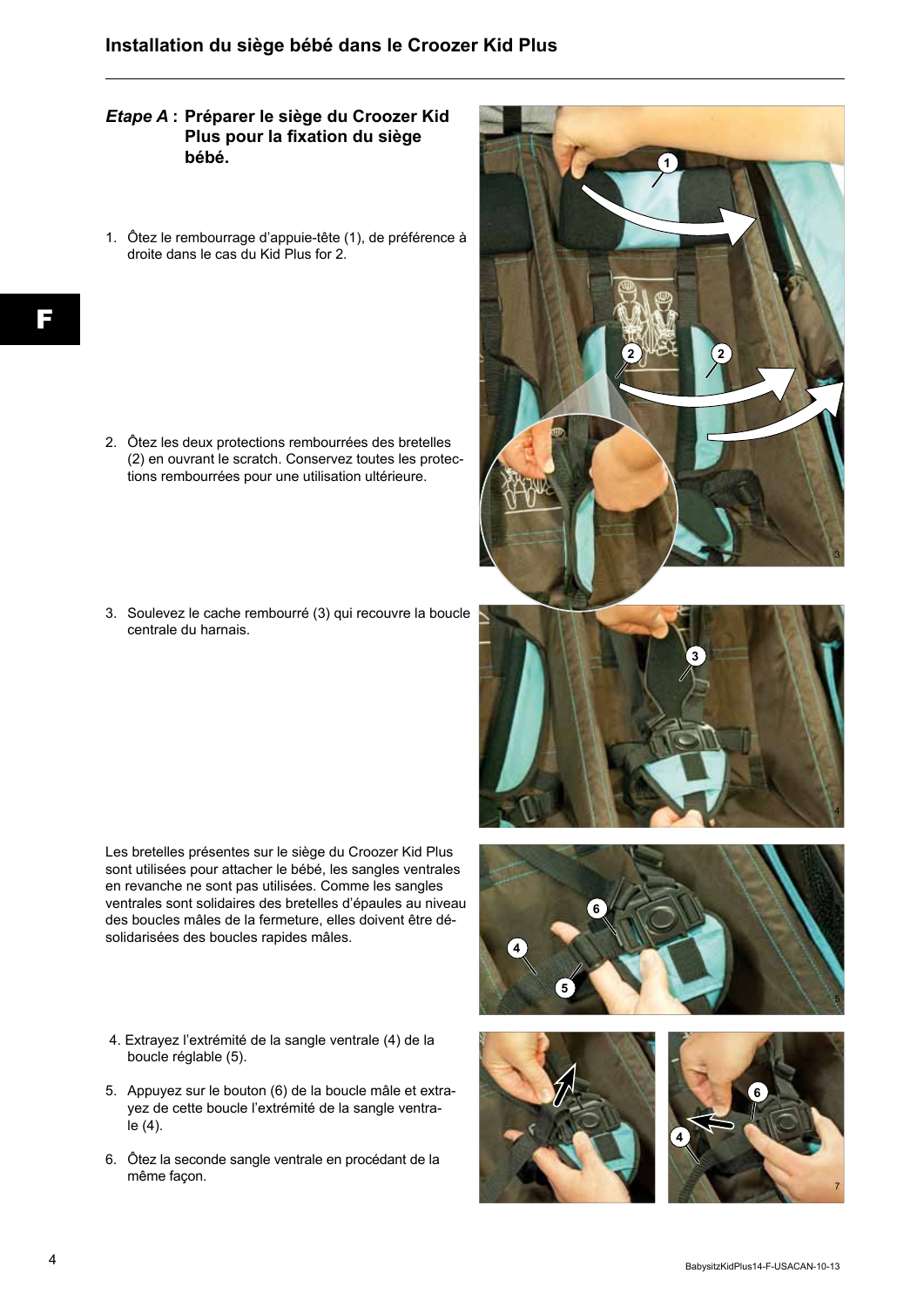# Installation du siège bébé dans le Croozer Kid Plus

## *Etape A* : Préparer le siège du Croozer Kid Plus pour la fixation du siège bébé.

1. Ôtez le rembourrage d'appuie-tête (1), de préférence à droite dans le cas du Kid Plus for 2.

2. Ôtez les deux protections rembourrées des bretelles (2) en ouvrant le scratch. Conservez toutes les protections rembourrées pour une utilisation ultérieure.

3. Soulevez le cache rembourré (3) qui recouvre la boucle centrale du harnais.

Les bretelles présentes sur le siège du Croozer Kid Plus sont utilisées pour attacher le bébé, les sangles ventrales en revanche ne sont pas utilisées. Comme les sangles ventrales sont solidaires des bretelles d'épaules au niveau des boucles mâles de la fermeture, elles doivent être désolidarisées des boucles rapides mâles.

4. Extrayez l'extrémité de la sangle ventrale (4) de la boucle réglable (5).

5. Appuyez sur le bouton (6) de la boucle mâle et extrayez de cette boucle l'extrémité de la sangle ventrale (4).

6. Ôtez la seconde sangle ventrale en procédant de la même façon.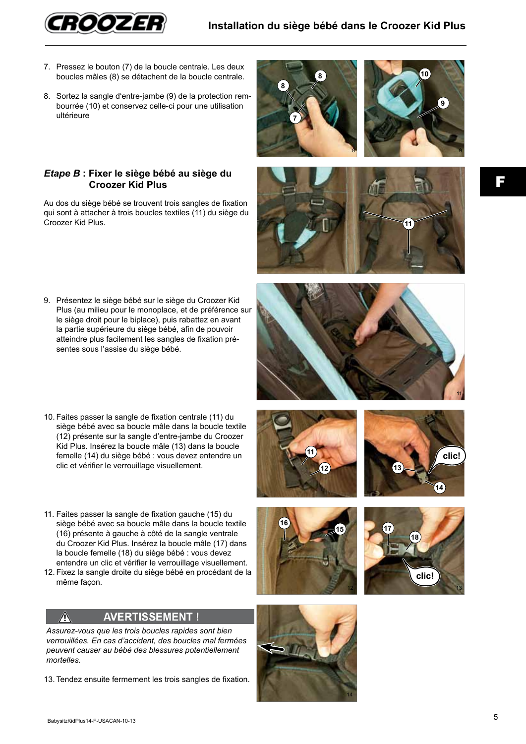7. Pressez le bouton (7) de la boucle centrale. Les deux boucles mâles (8) se détachent de la boucle centrale.

8. Sortez la sangle d'entre-jambe (9) de la protection rembourrée (10) et conservez celle-ci pour une utilisation ultérieure

### *Etape B* : Fixer le siège bébé au siège du Croozer Kid Plus

Au dos du siège bébé se trouvent trois sangles de fixation qui sont à attacher à trois boucles textiles (11) du siège du Croozer Kid Plus.

9. Présentez le siège bébé sur le siège du Croozer Kid Plus (au milieu pour le monoplace, et de préférence sur le siège droit pour le biplace), puis rabattez en avant la partie supérieure du siège bébé, afin de pouvoir atteindre plus facilement les sangles de fixation présentes sous l'assise du siège bébé.

10. Faites passer la sangle de fixation centrale (11) du siège bébé avec sa boucle mâle dans la boucle textile (12) présente sur la sangle d'entre-jambe du Croozer Kid Plus. Insérez la boucle mâle (13) dans la boucle femelle (14) du siège bébé : vous devez entendre un clic et vérifier le verrouillage visuellement.

11. Faites passer la sangle de fixation gauche (15) du siège bébé avec sa boucle mâle dans la boucle textile (16) présente à gauche à côté de la sangle ventrale du Croozer Kid Plus. Insérez la boucle mâle (17) dans la boucle femelle (18) du siège bébé : vous devez entendre un clic et vérifier le verrouillage visuellement.
12. Fixez la sangle droite du siège bébé en procédant de la même façon.

**⚠ AVERTISSEMENT !**

*Assurez-vous que les trois boucles rapides sont bien verrouillées. En cas d'accident, des boucles mal fermées peuvent causer au bébé des blessures potentiellement mortelles.*

13. Tendez ensuite fermement les trois sangles de fixation.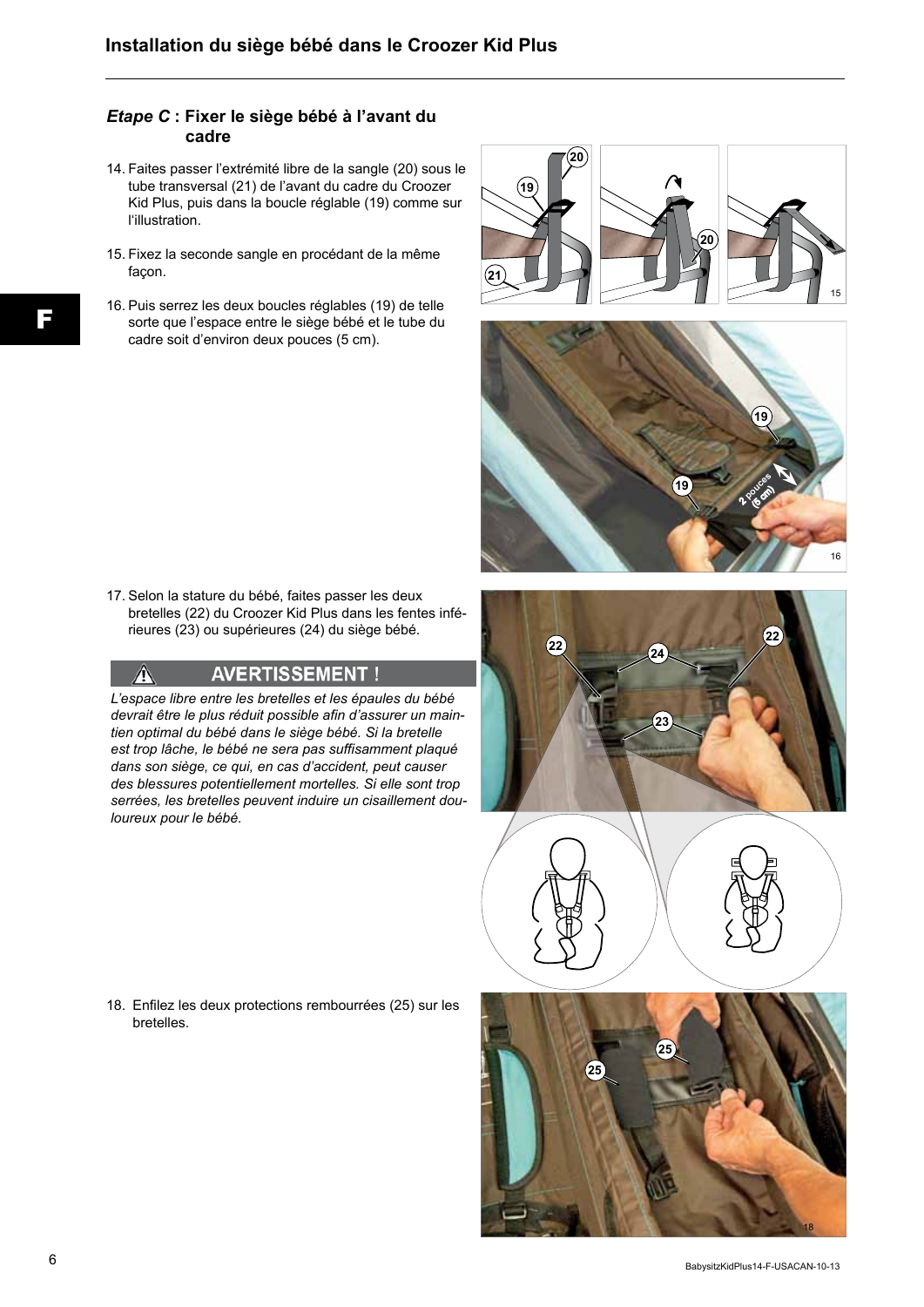## Installation du siège bébé dans le Croozer Kid Plus

### *Etape C* : Fixer le siège bébé à l'avant du cadre

14. Faites passer l'extrémité libre de la sangle (20) sous le tube transversal (21) de l'avant du cadre du Croozer Kid Plus, puis dans la boucle réglable (19) comme sur l'illustration.

15. Fixez la seconde sangle en procédant de la même façon.

16. Puis serrez les deux boucles réglables (19) de telle sorte que l'espace entre le siège bébé et le tube du cadre soit d'environ deux pouces (5 cm).

17. Selon la stature du bébé, faites passer les deux bretelles (22) du Croozer Kid Plus dans les fentes inférieures (23) ou supérieures (24) du siège bébé.

**⚠ AVERTISSEMENT !**

*L'espace libre entre les bretelles et les épaules du bébé devrait être le plus réduit possible afin d'assurer un maintien optimal du bébé dans le siège bébé. Si la bretelle est trop lâche, le bébé ne sera pas suffisamment plaqué dans son siège, ce qui, en cas d'accident, peut causer des blessures potentiellement mortelles. Si elle sont trop serrées, les bretelles peuvent induire un cisaillement douloureux pour le bébé.*

18. Enfilez les deux protections rembourrées (25) sur les bretelles.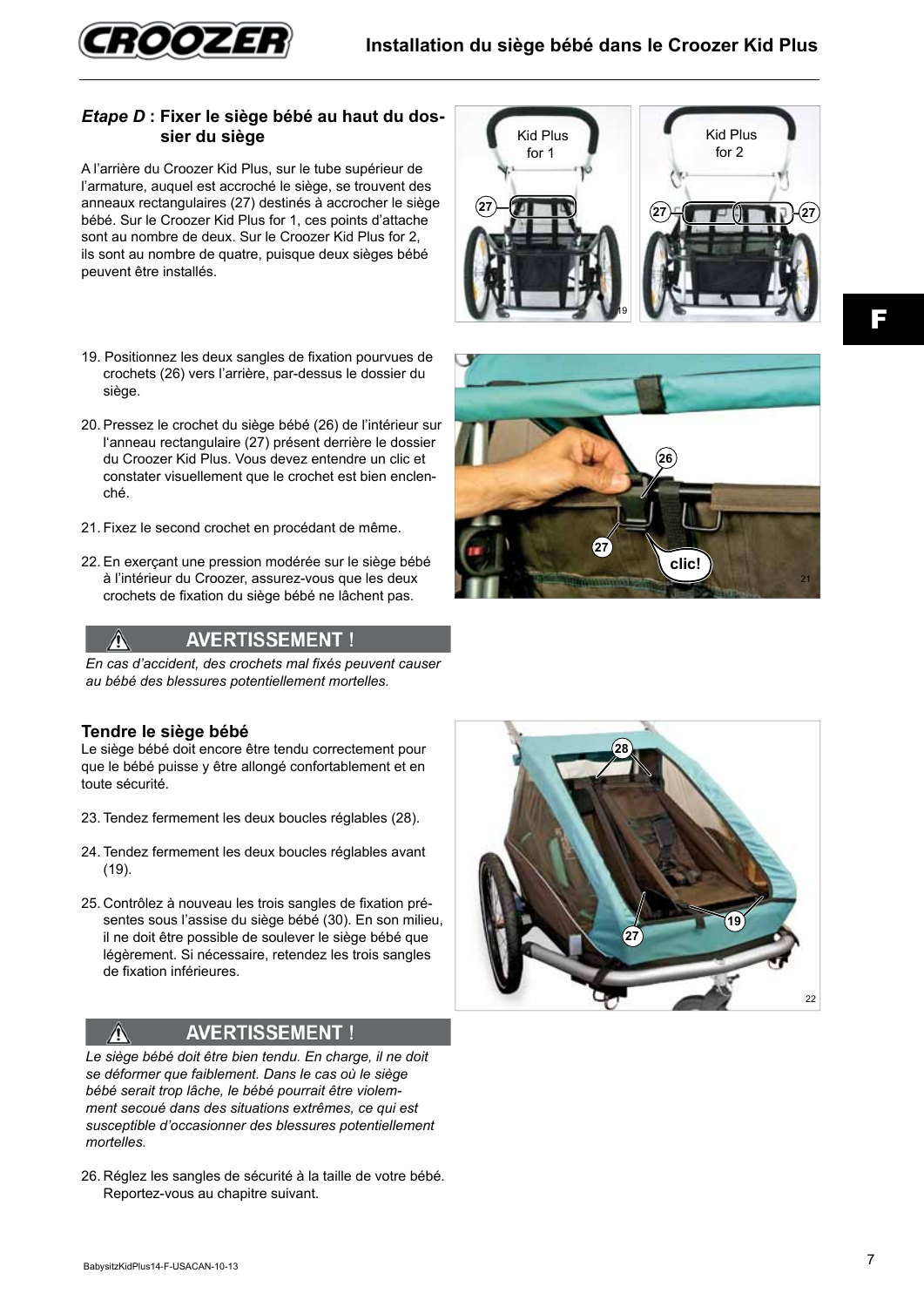### *Etape D* : Fixer le siège bébé au haut du dossier du siège

A l'arrière du Croozer Kid Plus, sur le tube supérieur de l'armature, auquel est accroché le siège, se trouvent des anneaux rectangulaires (27) destinés à accrocher le siège bébé. Sur le Croozer Kid Plus for 1, ces points d'attache sont au nombre de deux. Sur le Croozer Kid Plus for 2, ils sont au nombre de quatre, puisque deux sièges bébé peuvent être installés.

19. Positionnez les deux sangles de fixation pourvues de crochets (26) vers l'arrière, par-dessus le dossier du siège.
20. Pressez le crochet du siège bébé (26) de l'intérieur sur l'anneau rectangulaire (27) présent derrière le dossier du Croozer Kid Plus. Vous devez entendre un clic et constater visuellement que le crochet est bien enclenché.
21. Fixez le second crochet en procédant de même.
22. En exerçant une pression modérée sur le siège bébé à l'intérieur du Croozer, assurez-vous que les deux crochets de fixation du siège bébé ne lâchent pas.

**⚠ AVERTISSEMENT !**

*En cas d'accident, des crochets mal fixés peuvent causer au bébé des blessures potentiellement mortelles.*

### Tendre le siège bébé

Le siège bébé doit encore être tendu correctement pour que le bébé puisse y être allongé confortablement et en toute sécurité.

23. Tendez fermement les deux boucles réglables (28).
24. Tendez fermement les deux boucles réglables avant (19).
25. Contrôlez à nouveau les trois sangles de fixation présentes sous l'assise du siège bébé (30). En son milieu, il ne doit être possible de soulever le siège bébé que légèrement. Si nécessaire, retendez les trois sangles de fixation inférieures.

**⚠ AVERTISSEMENT !**

*Le siège bébé doit être bien tendu. En charge, il ne doit se déformer que faiblement. Dans le cas où le siège bébé serait trop lâche, le bébé pourrait être violemment secoué dans des situations extrêmes, ce qui est susceptible d'occasionner des blessures potentiellement mortelles.*

26. Réglez les sangles de sécurité à la taille de votre bébé. Reportez-vous au chapitre suivant.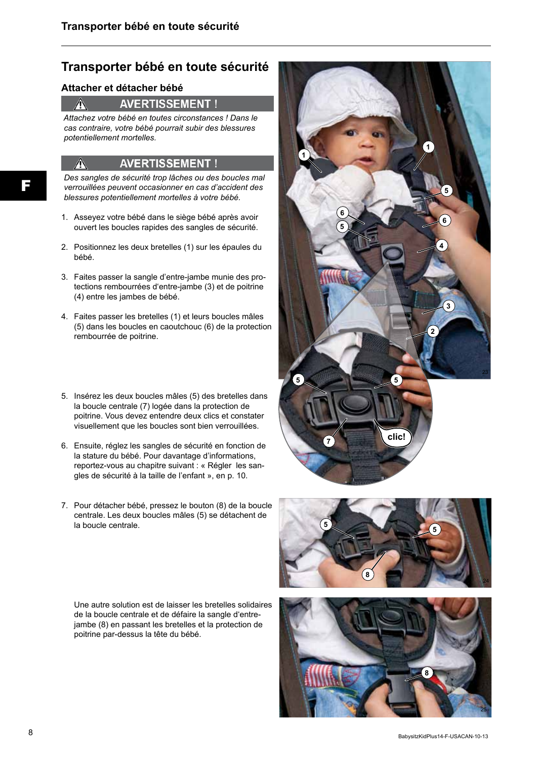# Transporter bébé en toute sécurité

## Attacher et détacher bébé

**⚠ AVERTISSEMENT !**

*Attachez votre bébé en toutes circonstances ! Dans le cas contraire, votre bébé pourrait subir des blessures potentiellement mortelles.*

**⚠ AVERTISSEMENT !**

*Des sangles de sécurité trop lâches ou des boucles mal verrouillées peuvent occasionner en cas d'accident des blessures potentiellement mortelles à votre bébé.*

1. Asseyez votre bébé dans le siège bébé après avoir ouvert les boucles rapides des sangles de sécurité.
2. Positionnez les deux bretelles (1) sur les épaules du bébé.
3. Faites passer la sangle d'entre-jambe munie des protections rembourrées d'entre-jambe (3) et de poitrine (4) entre les jambes de bébé.
4. Faites passer les bretelles (1) et leurs boucles mâles (5) dans les boucles en caoutchouc (6) de la protection rembourrée de poitrine.
5. Insérez les deux boucles mâles (5) des bretelles dans la boucle centrale (7) logée dans la protection de poitrine. Vous devez entendre deux clics et constater visuellement que les boucles sont bien verrouillées.
6. Ensuite, réglez les sangles de sécurité en fonction de la stature du bébé. Pour davantage d'informations, reportez-vous au chapitre suivant : « Régler les sangles de sécurité à la taille de l'enfant », en p. 10.
7. Pour détacher bébé, pressez le bouton (8) de la boucle centrale. Les deux boucles mâles (5) se détachent de la boucle centrale.

   Une autre solution est de laisser les bretelles solidaires de la boucle centrale et de défaire la sangle d'entre-jambe (8) en passant les bretelles et la protection de poitrine par-dessus la tête du bébé.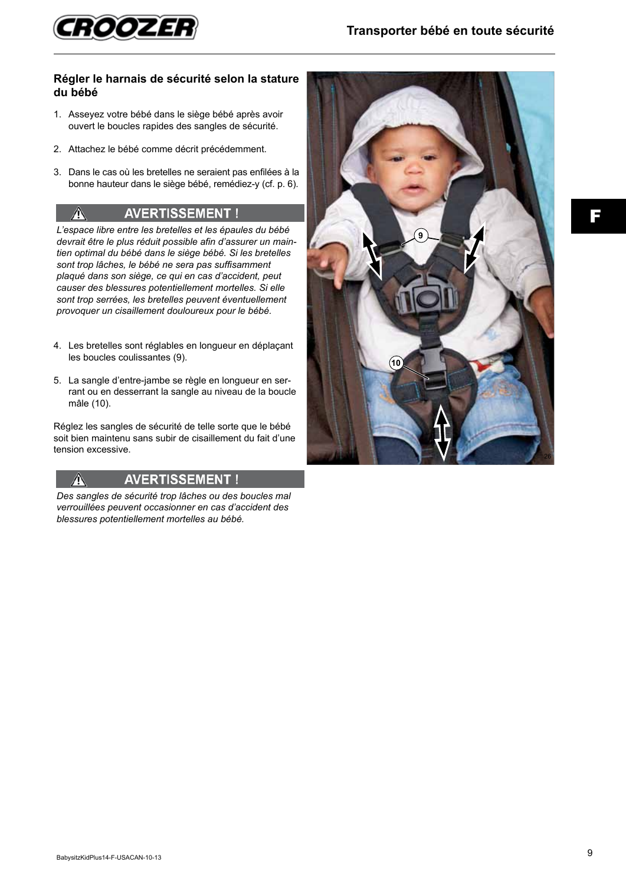## Régler le harnais de sécurité selon la stature du bébé

1. Asseyez votre bébé dans le siège bébé après avoir ouvert le boucles rapides des sangles de sécurité.
2. Attachez le bébé comme décrit précédemment.
3. Dans le cas où les bretelles ne seraient pas enfilées à la bonne hauteur dans le siège bébé, remédiez-y (cf. p. 6).

**AVERTISSEMENT !**

*L'espace libre entre les bretelles et les épaules du bébé devrait être le plus réduit possible afin d'assurer un maintien optimal du bébé dans le siège bébé. Si les bretelles sont trop lâches, le bébé ne sera pas suffisamment plaqué dans son siège, ce qui en cas d'accident, peut causer des blessures potentiellement mortelles. Si elle sont trop serrées, les bretelles peuvent éventuellement provoquer un cisaillement douloureux pour le bébé.*

4. Les bretelles sont réglables en longueur en déplaçant les boucles coulissantes (9).
5. La sangle d'entre-jambe se règle en longueur en serrant ou en desserrant la sangle au niveau de la boucle mâle (10).

Réglez les sangles de sécurité de telle sorte que le bébé soit bien maintenu sans subir de cisaillement du fait d'une tension excessive.

**AVERTISSEMENT !**

*Des sangles de sécurité trop lâches ou des boucles mal verrouillées peuvent occasionner en cas d'accident des blessures potentiellement mortelles au bébé.*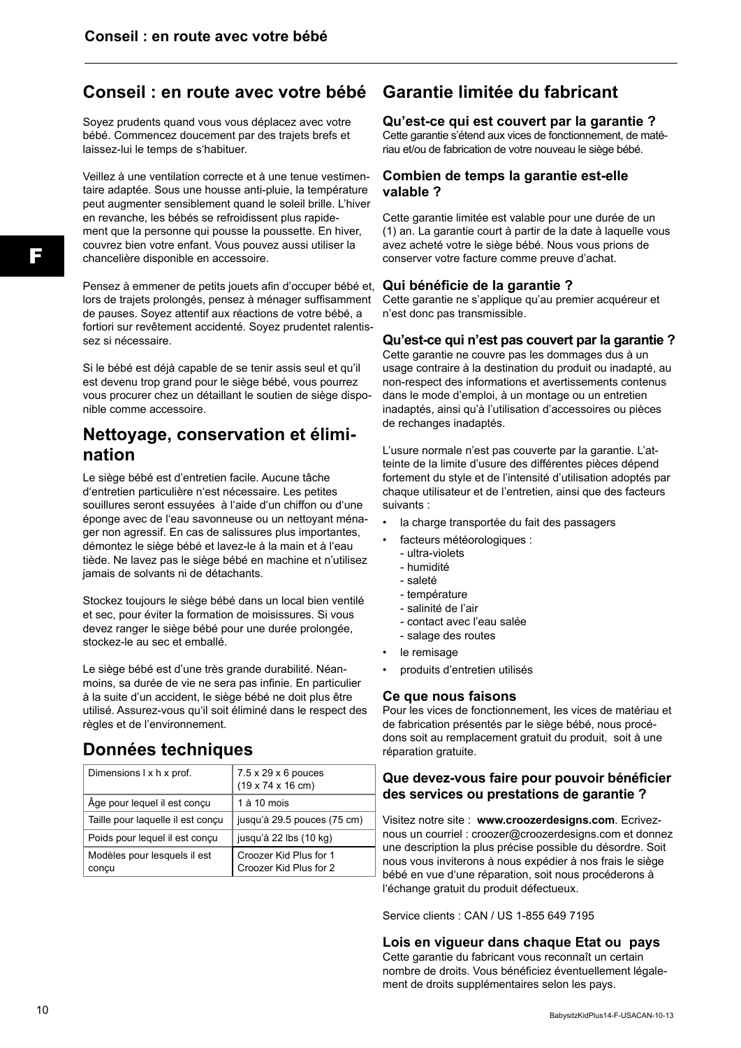## Conseil : en route avec votre bébé

Soyez prudents quand vous vous déplacez avec votre bébé. Commencez doucement par des trajets brefs et laissez-lui le temps de s'habituer.

Veillez à une ventilation correcte et à une tenue vestimentaire adaptée. Sous une housse anti-pluie, la température peut augmenter sensiblement quand le soleil brille. L'hiver en revanche, les bébés se refroidissent plus rapidement que la personne qui pousse la poussette. En hiver, couvrez bien votre enfant. Vous pouvez aussi utiliser la chancelière disponible en accessoire.

Pensez à emmener de petits jouets afin d'occuper bébé et, lors de trajets prolongés, pensez à ménager suffisamment de pauses. Soyez attentif aux réactions de votre bébé, a fortiori sur revêtement accidenté. Soyez prudentet ralentissez si nécessaire.

Si le bébé est déjà capable de se tenir assis seul et qu'il est devenu trop grand pour le siège bébé, vous pourrez vous procurer chez un détaillant le soutien de siège disponible comme accessoire.

## Nettoyage, conservation et élimination

Le siège bébé est d'entretien facile. Aucune tâche d'entretien particulière n'est nécessaire. Les petites souillures seront essuyées à l'aide d'un chiffon ou d'une éponge avec de l'eau savonneuse ou un nettoyant ménager non agressif. En cas de salissures plus importantes, démontez le siège bébé et lavez-le à la main et à l'eau tiède. Ne lavez pas le siège bébé en machine et n'utilisez jamais de solvants ni de détachants.

Stockez toujours le siège bébé dans un local bien ventilé et sec, pour éviter la formation de moisissures. Si vous devez ranger le siège bébé pour une durée prolongée, stockez-le au sec et emballé.

Le siège bébé est d'une très grande durabilité. Néanmoins, sa durée de vie ne sera pas infinie. En particulier à la suite d'un accident, le siège bébé ne doit plus être utilisé. Assurez-vous qu'il soit éliminé dans le respect des règles et de l'environnement.

## Données techniques

| Dimensions l x h x prof. | 7.5 x 29 x 6 pouces (19 x 74 x 16 cm) |
|---|---|
| Âge pour lequel il est conçu | 1 à 10 mois |
| Taille pour laquelle il est conçu | jusqu'à 29.5 pouces (75 cm) |
| Poids pour lequel il est conçu | jusqu'à 22 lbs (10 kg) |
| Modèles pour lesquels il est conçu | Croozer Kid Plus for 1<br>Croozer Kid Plus for 2 |

## Garantie limitée du fabricant

### Qu'est-ce qui est couvert par la garantie ?

Cette garantie s'étend aux vices de fonctionnement, de matériau et/ou de fabrication de votre nouveau le siège bébé.

### Combien de temps la garantie est-elle valable ?

Cette garantie limitée est valable pour une durée de un (1) an. La garantie court à partir de la date à laquelle vous avez acheté votre le siège bébé. Nous vous prions de conserver votre facture comme preuve d'achat.

### Qui bénéficie de la garantie ?

Cette garantie ne s'applique qu'au premier acquéreur et n'est donc pas transmissible.

### Qu'est-ce qui n'est pas couvert par la garantie ?

Cette garantie ne couvre pas les dommages dus à un usage contraire à la destination du produit ou inadapté, au non-respect des informations et avertissements contenus dans le mode d'emploi, à un montage ou un entretien inadaptés, ainsi qu'à l'utilisation d'accessoires ou pièces de rechanges inadaptés.

L'usure normale n'est pas couverte par la garantie. L'atteinte de la limite d'usure des différentes pièces dépend fortement du style et de l'intensité d'utilisation adoptés par chaque utilisateur et de l'entretien, ainsi que des facteurs suivants :

- la charge transportée du fait des passagers
- facteurs météorologiques :
  - ultra-violets
  - humidité
  - saleté
  - température
  - salinité de l'air
  - contact avec l'eau salée
  - salage des routes
- le remisage
- produits d'entretien utilisés

### Ce que nous faisons

Pour les vices de fonctionnement, les vices de matériau et de fabrication présentés par le siège bébé, nous procédons soit au remplacement gratuit du produit, soit à une réparation gratuite.

### Que devez-vous faire pour pouvoir bénéficier des services ou prestations de garantie ?

Visitez notre site : **www.croozerdesigns.com**. Ecrivez-nous un courriel : croozer@croozerdesigns.com et donnez une description la plus précise possible du désordre. Soit nous vous inviterons à nous expédier à nos frais le siège bébé en vue d'une réparation, soit nous procéderons à l'échange gratuit du produit défectueux.

Service clients : CAN / US 1-855 649 7195

### Lois en vigueur dans chaque Etat ou pays

Cette garantie du fabricant vous reconnaît un certain nombre de droits. Vous bénéficiez éventuellement légalement de droits supplémentaires selon les pays.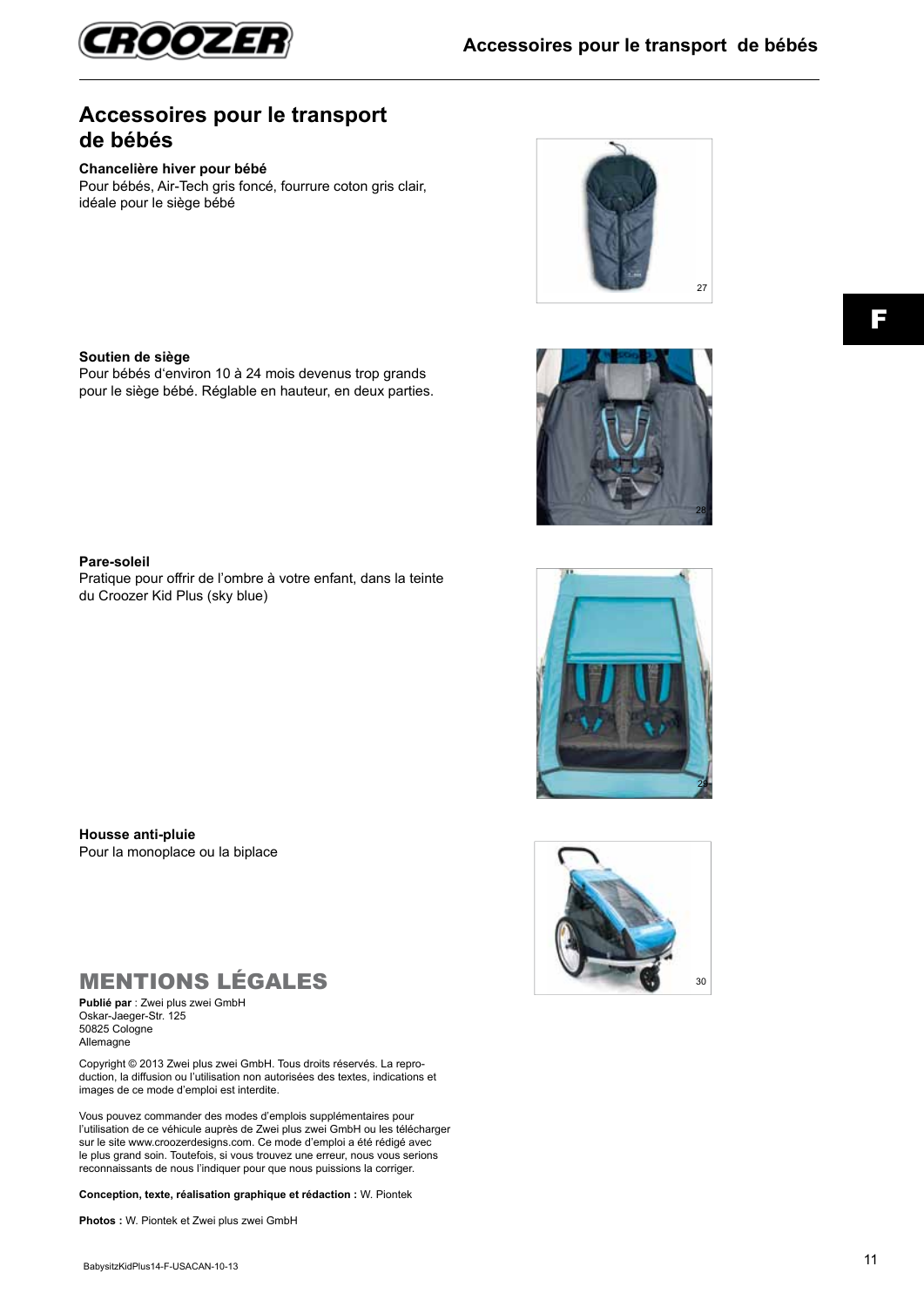# Accessoires pour le transport de bébés

**Chancelière hiver pour bébé**
Pour bébés, Air-Tech gris foncé, fourrure coton gris clair, idéale pour le siège bébé

27

**Soutien de siège**
Pour bébés d'environ 10 à 24 mois devenus trop grands pour le siège bébé. Réglable en hauteur, en deux parties.

28

**Pare-soleil**
Pratique pour offrir de l'ombre à votre enfant, dans la teinte du Croozer Kid Plus (sky blue)

29

**Housse anti-pluie**
Pour la monoplace ou la biplace

30

## MENTIONS LÉGALES

**Publié par** : Zwei plus zwei GmbH
Oskar-Jaeger-Str. 125
50825 Cologne
Allemagne

Copyright © 2013 Zwei plus zwei GmbH. Tous droits réservés. La reproduction, la diffusion ou l'utilisation non autorisées des textes, indications et images de ce mode d'emploi est interdite.

Vous pouvez commander des modes d'emplois supplémentaires pour l'utilisation de ce véhicule auprès de Zwei plus zwei GmbH ou les télécharger sur le site www.croozerdesigns.com. Ce mode d'emploi a été rédigé avec le plus grand soin. Toutefois, si vous trouvez une erreur, nous vous serions reconnaissants de nous l'indiquer pour que nous puissions la corriger.

**Conception, texte, réalisation graphique et rédaction :** W. Piontek

**Photos :** W. Piontek et Zwei plus zwei GmbH

BabysitzKidPlus14-F-USACAN-10-13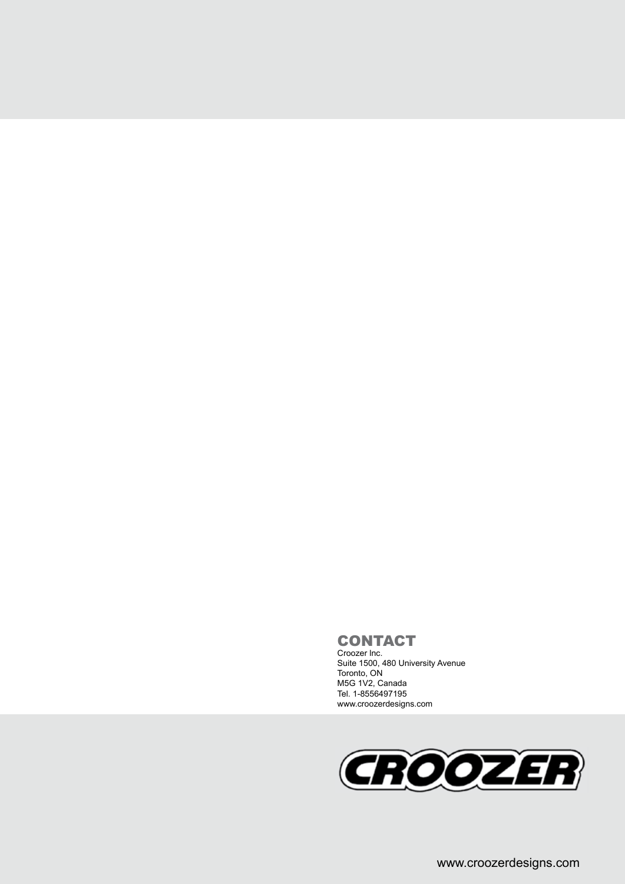## CONTACT

Croozer Inc.
Suite 1500, 480 University Avenue
Toronto, ON
M5G 1V2, Canada
Tel. 1-8556497195
www.croozerdesigns.com

CROOZER

www.croozerdesigns.com